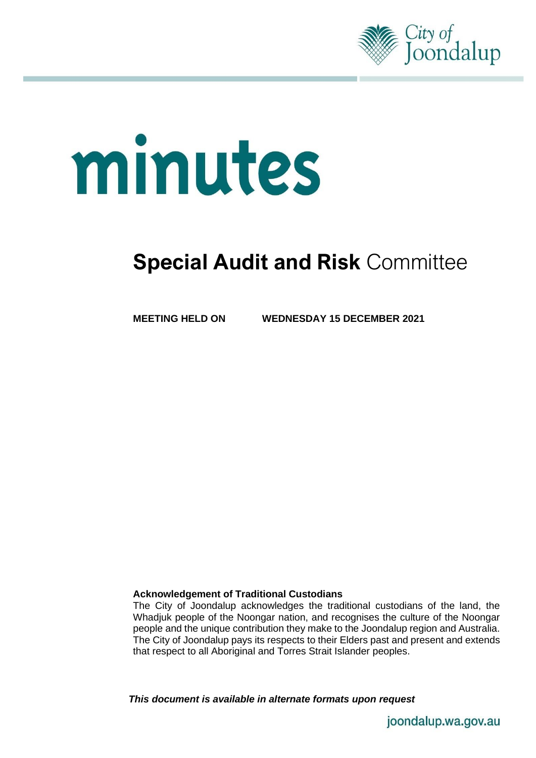City of Joondalup

# minutes

## **Special Audit and Risk** Committee

**MEETING HELD ON WEDNESDAY 15 DECEMBER 2021**

**Acknowledgement of Traditional Custodians**

The City of Joondalup acknowledges the traditional custodians of the land, the Whadjuk people of the Noongar nation, and recognises the culture of the Noongar people and the unique contribution they make to the Joondalup region and Australia. The City of Joondalup pays its respects to their Elders past and present and extends that respect to all Aboriginal and Torres Strait Islander peoples.

***This document is available in alternate formats upon request***

joondalup.wa.gov.au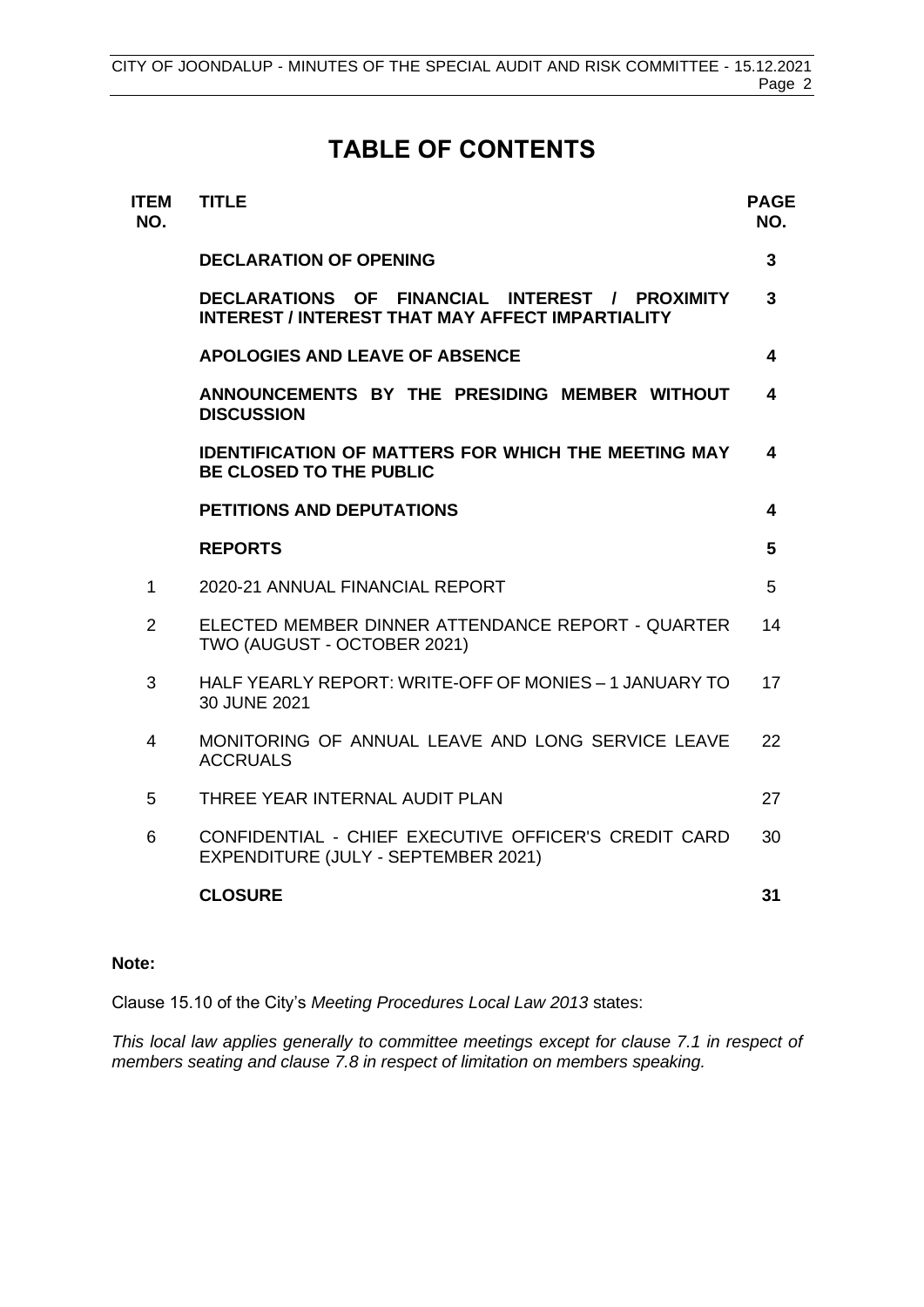# TABLE OF CONTENTS

| ITEM NO. | TITLE | PAGE NO. |
|---|---|---|
| | **DECLARATION OF OPENING** | **3** |
| | **DECLARATIONS OF FINANCIAL INTEREST / PROXIMITY INTEREST / INTEREST THAT MAY AFFECT IMPARTIALITY** | **3** |
| | **APOLOGIES AND LEAVE OF ABSENCE** | **4** |
| | **ANNOUNCEMENTS BY THE PRESIDING MEMBER WITHOUT DISCUSSION** | **4** |
| | **IDENTIFICATION OF MATTERS FOR WHICH THE MEETING MAY BE CLOSED TO THE PUBLIC** | **4** |
| | **PETITIONS AND DEPUTATIONS** | **4** |
| | **REPORTS** | **5** |
| 1 | 2020-21 ANNUAL FINANCIAL REPORT | 5 |
| 2 | ELECTED MEMBER DINNER ATTENDANCE REPORT - QUARTER TWO (AUGUST - OCTOBER 2021) | 14 |
| 3 | HALF YEARLY REPORT: WRITE-OFF OF MONIES – 1 JANUARY TO 30 JUNE 2021 | 17 |
| 4 | MONITORING OF ANNUAL LEAVE AND LONG SERVICE LEAVE ACCRUALS | 22 |
| 5 | THREE YEAR INTERNAL AUDIT PLAN | 27 |
| 6 | CONFIDENTIAL - CHIEF EXECUTIVE OFFICER'S CREDIT CARD EXPENDITURE (JULY - SEPTEMBER 2021) | 30 |
| | **CLOSURE** | **31** |

**Note:**

Clause 15.10 of the City's *Meeting Procedures Local Law 2013* states:

*This local law applies generally to committee meetings except for clause 7.1 in respect of members seating and clause 7.8 in respect of limitation on members speaking.*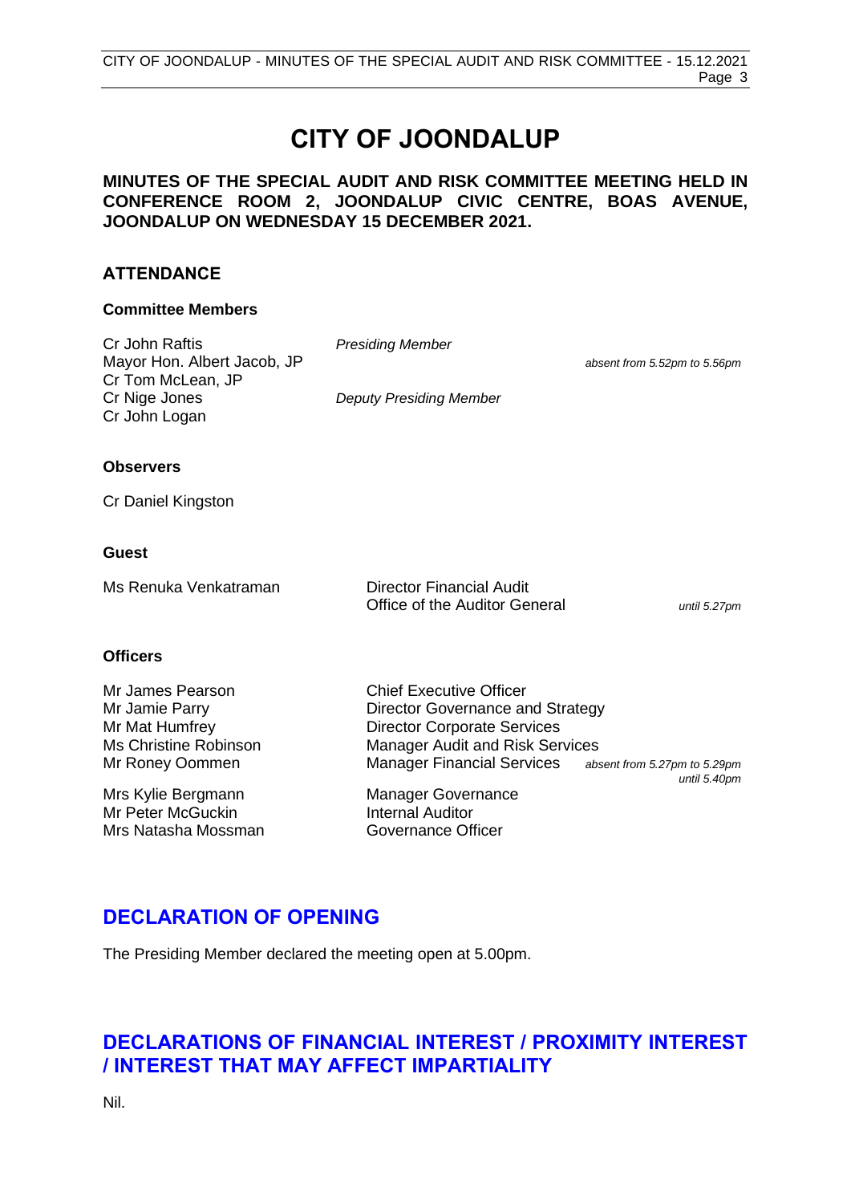# CITY OF JOONDALUP

**MINUTES OF THE SPECIAL AUDIT AND RISK COMMITTEE MEETING HELD IN CONFERENCE ROOM 2, JOONDALUP CIVIC CENTRE, BOAS AVENUE, JOONDALUP ON WEDNESDAY 15 DECEMBER 2021.**

## ATTENDANCE

### Committee Members

| | | |
|---|---|---|
| Cr John Raftis | *Presiding Member* | |
| Mayor Hon. Albert Jacob, JP | | *absent from 5.52pm to 5.56pm* |
| Cr Tom McLean, JP | | |
| Cr Nige Jones | *Deputy Presiding Member* | |
| Cr John Logan | | |

### Observers

Cr Daniel Kingston

### Guest

| | | |
|---|---|---|
| Ms Renuka Venkatraman | Director Financial Audit<br>Office of the Auditor General | *until 5.27pm* |

### Officers

| | | |
|---|---|---|
| Mr James Pearson | Chief Executive Officer | |
| Mr Jamie Parry | Director Governance and Strategy | |
| Mr Mat Humfrey | Director Corporate Services | |
| Ms Christine Robinson | Manager Audit and Risk Services | |
| Mr Roney Oommen | Manager Financial Services | *absent from 5.27pm to 5.29pm*<br>*until 5.40pm* |
| Mrs Kylie Bergmann | Manager Governance | |
| Mr Peter McGuckin | Internal Auditor | |
| Mrs Natasha Mossman | Governance Officer | |

## DECLARATION OF OPENING

The Presiding Member declared the meeting open at 5.00pm.

## DECLARATIONS OF FINANCIAL INTEREST / PROXIMITY INTEREST / INTEREST THAT MAY AFFECT IMPARTIALITY

Nil.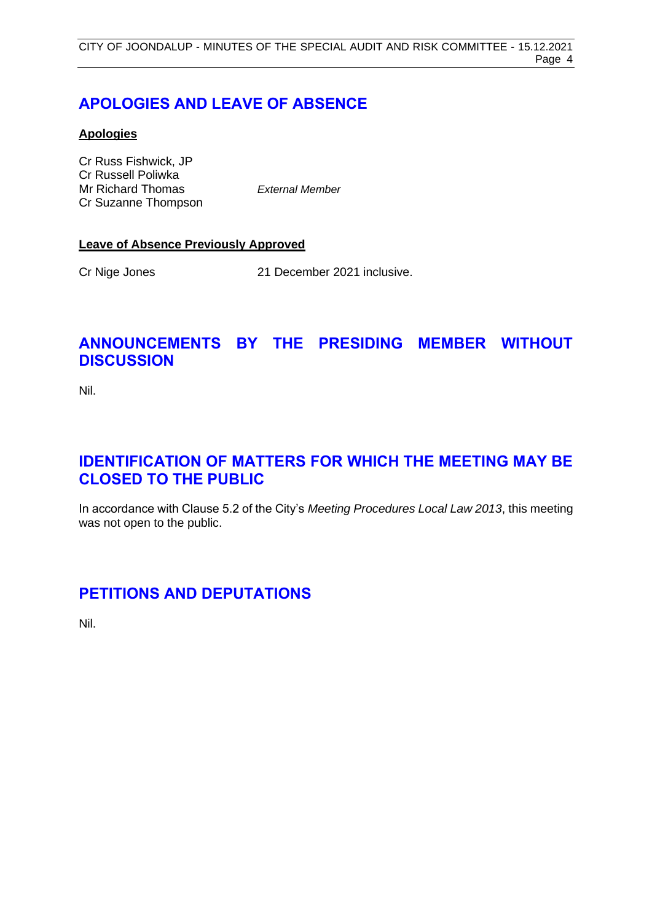## APOLOGIES AND LEAVE OF ABSENCE

**Apologies**

Cr Russ Fishwick, JP
Cr Russell Poliwka
Mr Richard Thomas *External Member*
Cr Suzanne Thompson

**Leave of Absence Previously Approved**

Cr Nige Jones 21 December 2021 inclusive.

## ANNOUNCEMENTS BY THE PRESIDING MEMBER WITHOUT DISCUSSION

Nil.

## IDENTIFICATION OF MATTERS FOR WHICH THE MEETING MAY BE CLOSED TO THE PUBLIC

In accordance with Clause 5.2 of the City's *Meeting Procedures Local Law 2013*, this meeting was not open to the public.

## PETITIONS AND DEPUTATIONS

Nil.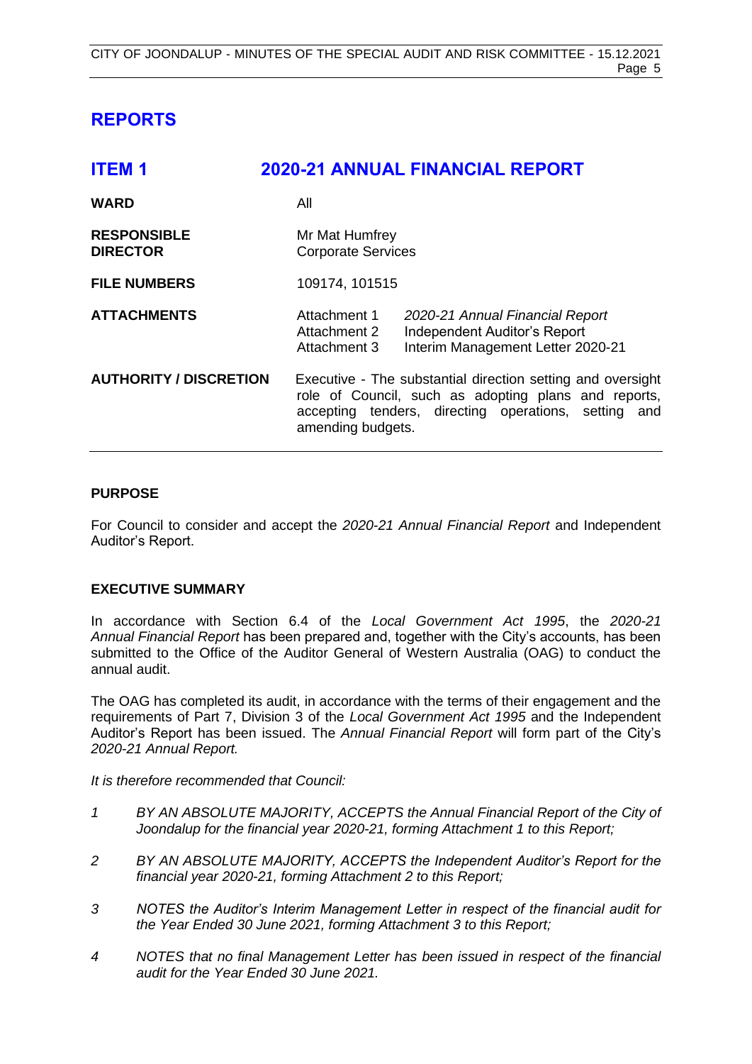# REPORTS

## ITEM 1 2020-21 ANNUAL FINANCIAL REPORT

| | |
|---|---|
| **WARD** | All |
| **RESPONSIBLE DIRECTOR** | Mr Mat Humfrey<br>Corporate Services |
| **FILE NUMBERS** | 109174, 101515 |
| **ATTACHMENTS** | Attachment 1 *2020-21 Annual Financial Report*<br>Attachment 2 Independent Auditor's Report<br>Attachment 3 Interim Management Letter 2020-21 |
| **AUTHORITY / DISCRETION** | Executive - The substantial direction setting and oversight role of Council, such as adopting plans and reports, accepting tenders, directing operations, setting and amending budgets. |

### PURPOSE

For Council to consider and accept the *2020-21 Annual Financial Report* and Independent Auditor's Report.

### EXECUTIVE SUMMARY

In accordance with Section 6.4 of the *Local Government Act 1995*, the *2020-21 Annual Financial Report* has been prepared and, together with the City's accounts, has been submitted to the Office of the Auditor General of Western Australia (OAG) to conduct the annual audit.

The OAG has completed its audit, in accordance with the terms of their engagement and the requirements of Part 7, Division 3 of the *Local Government Act 1995* and the Independent Auditor's Report has been issued. The *Annual Financial Report* will form part of the City's *2020-21 Annual Report.*

*It is therefore recommended that Council:*

*1 BY AN ABSOLUTE MAJORITY, ACCEPTS the Annual Financial Report of the City of Joondalup for the financial year 2020-21, forming Attachment 1 to this Report;*

*2 BY AN ABSOLUTE MAJORITY, ACCEPTS the Independent Auditor's Report for the financial year 2020-21, forming Attachment 2 to this Report;*

*3 NOTES the Auditor's Interim Management Letter in respect of the financial audit for the Year Ended 30 June 2021, forming Attachment 3 to this Report;*

*4 NOTES that no final Management Letter has been issued in respect of the financial audit for the Year Ended 30 June 2021.*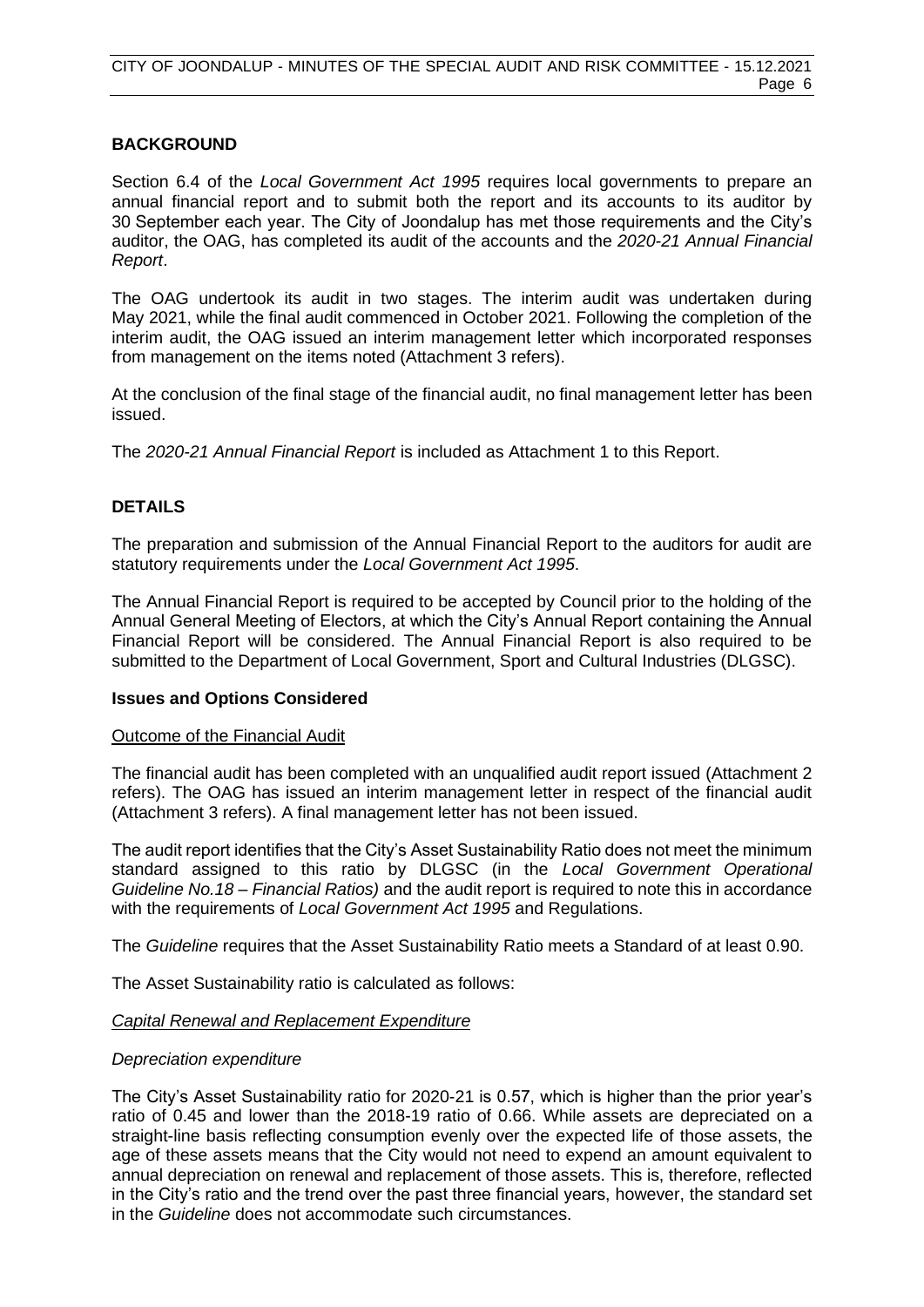## BACKGROUND

Section 6.4 of the *Local Government Act 1995* requires local governments to prepare an annual financial report and to submit both the report and its accounts to its auditor by 30 September each year. The City of Joondalup has met those requirements and the City's auditor, the OAG, has completed its audit of the accounts and the *2020-21 Annual Financial Report*.

The OAG undertook its audit in two stages. The interim audit was undertaken during May 2021, while the final audit commenced in October 2021. Following the completion of the interim audit, the OAG issued an interim management letter which incorporated responses from management on the items noted (Attachment 3 refers).

At the conclusion of the final stage of the financial audit, no final management letter has been issued.

The *2020-21 Annual Financial Report* is included as Attachment 1 to this Report.

## DETAILS

The preparation and submission of the Annual Financial Report to the auditors for audit are statutory requirements under the *Local Government Act 1995*.

The Annual Financial Report is required to be accepted by Council prior to the holding of the Annual General Meeting of Electors, at which the City's Annual Report containing the Annual Financial Report will be considered. The Annual Financial Report is also required to be submitted to the Department of Local Government, Sport and Cultural Industries (DLGSC).

### Issues and Options Considered

Outcome of the Financial Audit

The financial audit has been completed with an unqualified audit report issued (Attachment 2 refers). The OAG has issued an interim management letter in respect of the financial audit (Attachment 3 refers). A final management letter has not been issued.

The audit report identifies that the City's Asset Sustainability Ratio does not meet the minimum standard assigned to this ratio by DLGSC (in the *Local Government Operational Guideline No.18 – Financial Ratios)* and the audit report is required to note this in accordance with the requirements of *Local Government Act 1995* and Regulations.

The *Guideline* requires that the Asset Sustainability Ratio meets a Standard of at least 0.90.

The Asset Sustainability ratio is calculated as follows:

*Capital Renewal and Replacement Expenditure*

*Depreciation expenditure*

The City's Asset Sustainability ratio for 2020-21 is 0.57, which is higher than the prior year's ratio of 0.45 and lower than the 2018-19 ratio of 0.66. While assets are depreciated on a straight-line basis reflecting consumption evenly over the expected life of those assets, the age of these assets means that the City would not need to expend an amount equivalent to annual depreciation on renewal and replacement of those assets. This is, therefore, reflected in the City's ratio and the trend over the past three financial years, however, the standard set in the *Guideline* does not accommodate such circumstances.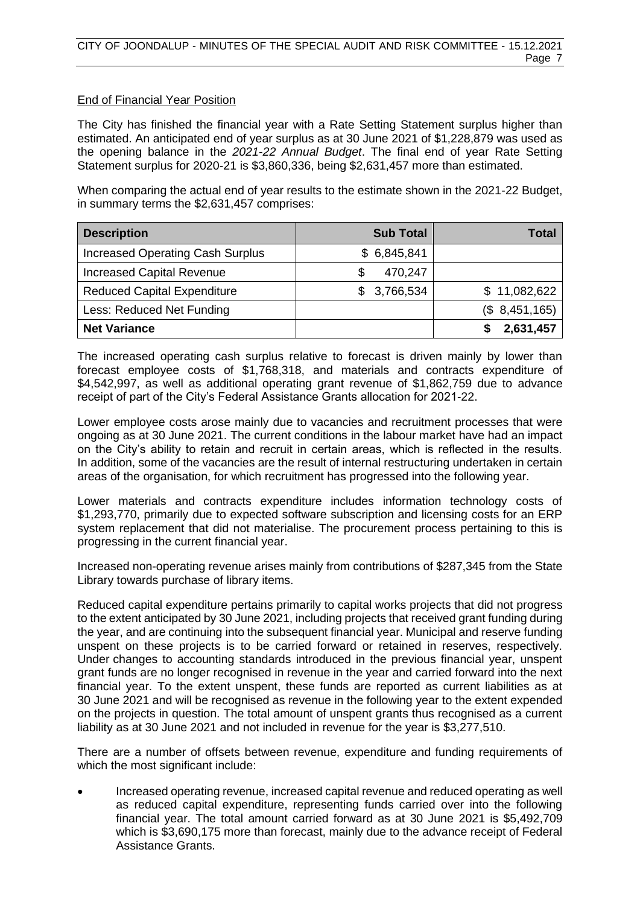End of Financial Year Position

The City has finished the financial year with a Rate Setting Statement surplus higher than estimated. An anticipated end of year surplus as at 30 June 2021 of $1,228,879 was used as the opening balance in the *2021-22 Annual Budget*. The final end of year Rate Setting Statement surplus for 2020-21 is $3,860,336, being $2,631,457 more than estimated.

When comparing the actual end of year results to the estimate shown in the 2021-22 Budget, in summary terms the $2,631,457 comprises:

| Description | Sub Total | Total |
|---|---|---|
| Increased Operating Cash Surplus | $ 6,845,841 | |
| Increased Capital Revenue | $ 470,247 | |
| Reduced Capital Expenditure | $ 3,766,534 | $ 11,082,622 |
| Less: Reduced Net Funding | | ($ 8,451,165) |
| **Net Variance** | | **$ 2,631,457** |

The increased operating cash surplus relative to forecast is driven mainly by lower than forecast employee costs of $1,768,318, and materials and contracts expenditure of $4,542,997, as well as additional operating grant revenue of $1,862,759 due to advance receipt of part of the City's Federal Assistance Grants allocation for 2021-22.

Lower employee costs arose mainly due to vacancies and recruitment processes that were ongoing as at 30 June 2021. The current conditions in the labour market have had an impact on the City's ability to retain and recruit in certain areas, which is reflected in the results. In addition, some of the vacancies are the result of internal restructuring undertaken in certain areas of the organisation, for which recruitment has progressed into the following year.

Lower materials and contracts expenditure includes information technology costs of $1,293,770, primarily due to expected software subscription and licensing costs for an ERP system replacement that did not materialise. The procurement process pertaining to this is progressing in the current financial year.

Increased non-operating revenue arises mainly from contributions of $287,345 from the State Library towards purchase of library items.

Reduced capital expenditure pertains primarily to capital works projects that did not progress to the extent anticipated by 30 June 2021, including projects that received grant funding during the year, and are continuing into the subsequent financial year. Municipal and reserve funding unspent on these projects is to be carried forward or retained in reserves, respectively. Under changes to accounting standards introduced in the previous financial year, unspent grant funds are no longer recognised in revenue in the year and carried forward into the next financial year. To the extent unspent, these funds are reported as current liabilities as at 30 June 2021 and will be recognised as revenue in the following year to the extent expended on the projects in question. The total amount of unspent grants thus recognised as a current liability as at 30 June 2021 and not included in revenue for the year is $3,277,510.

There are a number of offsets between revenue, expenditure and funding requirements of which the most significant include:

- Increased operating revenue, increased capital revenue and reduced operating as well as reduced capital expenditure, representing funds carried over into the following financial year. The total amount carried forward as at 30 June 2021 is $5,492,709 which is $3,690,175 more than forecast, mainly due to the advance receipt of Federal Assistance Grants.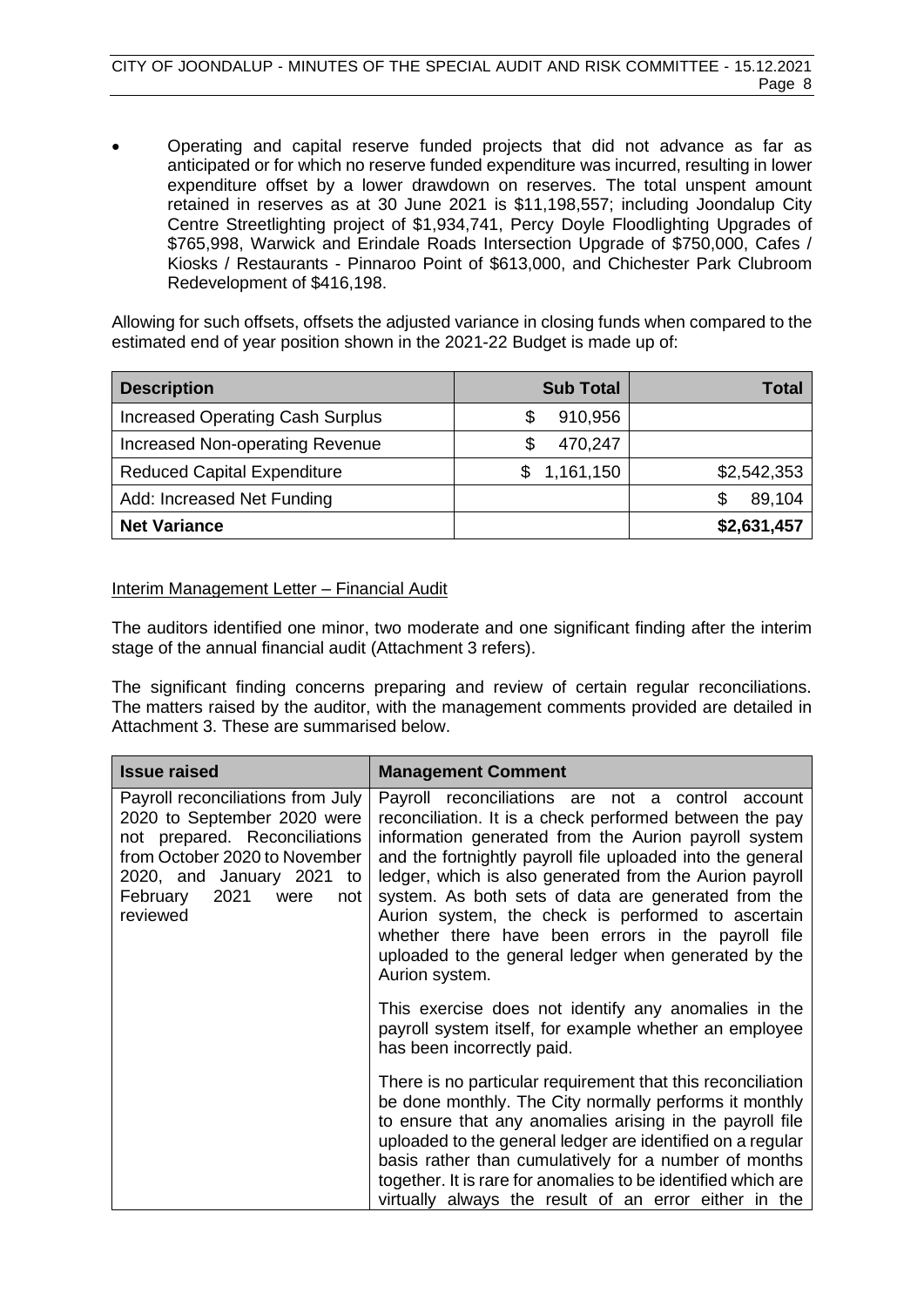- Operating and capital reserve funded projects that did not advance as far as anticipated or for which no reserve funded expenditure was incurred, resulting in lower expenditure offset by a lower drawdown on reserves. The total unspent amount retained in reserves as at 30 June 2021 is $11,198,557; including Joondalup City Centre Streetlighting project of $1,934,741, Percy Doyle Floodlighting Upgrades of $765,998, Warwick and Erindale Roads Intersection Upgrade of $750,000, Cafes / Kiosks / Restaurants - Pinnaroo Point of $613,000, and Chichester Park Clubroom Redevelopment of $416,198.

Allowing for such offsets, offsets the adjusted variance in closing funds when compared to the estimated end of year position shown in the 2021-22 Budget is made up of:

| Description | Sub Total | Total |
|---|---|---|
| Increased Operating Cash Surplus | $ 910,956 | |
| Increased Non-operating Revenue | $ 470,247 | |
| Reduced Capital Expenditure | $ 1,161,150 | $2,542,353 |
| Add: Increased Net Funding | | $ 89,104 |
| **Net Variance** | | **$2,631,457** |

Interim Management Letter – Financial Audit

The auditors identified one minor, two moderate and one significant finding after the interim stage of the annual financial audit (Attachment 3 refers).

The significant finding concerns preparing and review of certain regular reconciliations. The matters raised by the auditor, with the management comments provided are detailed in Attachment 3. These are summarised below.

| Issue raised | Management Comment |
|---|---|
| Payroll reconciliations from July 2020 to September 2020 were not prepared. Reconciliations from October 2020 to November 2020, and January 2021 to February 2021 were not reviewed | Payroll reconciliations are not a control account reconciliation. It is a check performed between the pay information generated from the Aurion payroll system and the fortnightly payroll file uploaded into the general ledger, which is also generated from the Aurion payroll system. As both sets of data are generated from the Aurion system, the check is performed to ascertain whether there have been errors in the payroll file uploaded to the general ledger when generated by the Aurion system.<br><br>This exercise does not identify any anomalies in the payroll system itself, for example whether an employee has been incorrectly paid.<br><br>There is no particular requirement that this reconciliation be done monthly. The City normally performs it monthly to ensure that any anomalies arising in the payroll file uploaded to the general ledger are identified on a regular basis rather than cumulatively for a number of months together. It is rare for anomalies to be identified which are virtually always the result of an error either in the |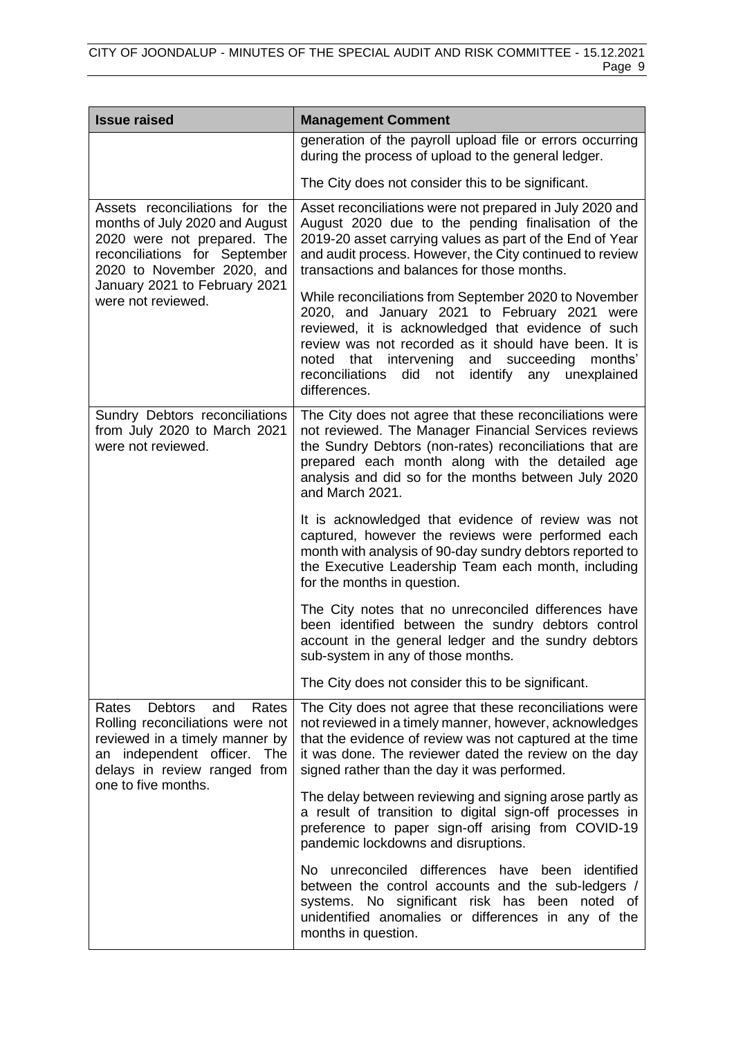| Issue raised | Management Comment |
|---|---|
| | generation of the payroll upload file or errors occurring during the process of upload to the general ledger.<br><br>The City does not consider this to be significant. |
| Assets reconciliations for the months of July 2020 and August 2020 were not prepared. The reconciliations for September 2020 to November 2020, and January 2021 to February 2021 were not reviewed. | Asset reconciliations were not prepared in July 2020 and August 2020 due to the pending finalisation of the 2019-20 asset carrying values as part of the End of Year and audit process. However, the City continued to review transactions and balances for those months.<br><br>While reconciliations from September 2020 to November 2020, and January 2021 to February 2021 were reviewed, it is acknowledged that evidence of such review was not recorded as it should have been. It is noted that intervening and succeeding months' reconciliations did not identify any unexplained differences. |
| Sundry Debtors reconciliations from July 2020 to March 2021 were not reviewed. | The City does not agree that these reconciliations were not reviewed. The Manager Financial Services reviews the Sundry Debtors (non-rates) reconciliations that are prepared each month along with the detailed age analysis and did so for the months between July 2020 and March 2021.<br><br>It is acknowledged that evidence of review was not captured, however the reviews were performed each month with analysis of 90-day sundry debtors reported to the Executive Leadership Team each month, including for the months in question.<br><br>The City notes that no unreconciled differences have been identified between the sundry debtors control account in the general ledger and the sundry debtors sub-system in any of those months.<br><br>The City does not consider this to be significant. |
| Rates Debtors and Rates Rolling reconciliations were not reviewed in a timely manner by an independent officer. The delays in review ranged from one to five months. | The City does not agree that these reconciliations were not reviewed in a timely manner, however, acknowledges that the evidence of review was not captured at the time it was done. The reviewer dated the review on the day signed rather than the day it was performed.<br><br>The delay between reviewing and signing arose partly as a result of transition to digital sign-off processes in preference to paper sign-off arising from COVID-19 pandemic lockdowns and disruptions.<br><br>No unreconciled differences have been identified between the control accounts and the sub-ledgers / systems. No significant risk has been noted of unidentified anomalies or differences in any of the months in question. |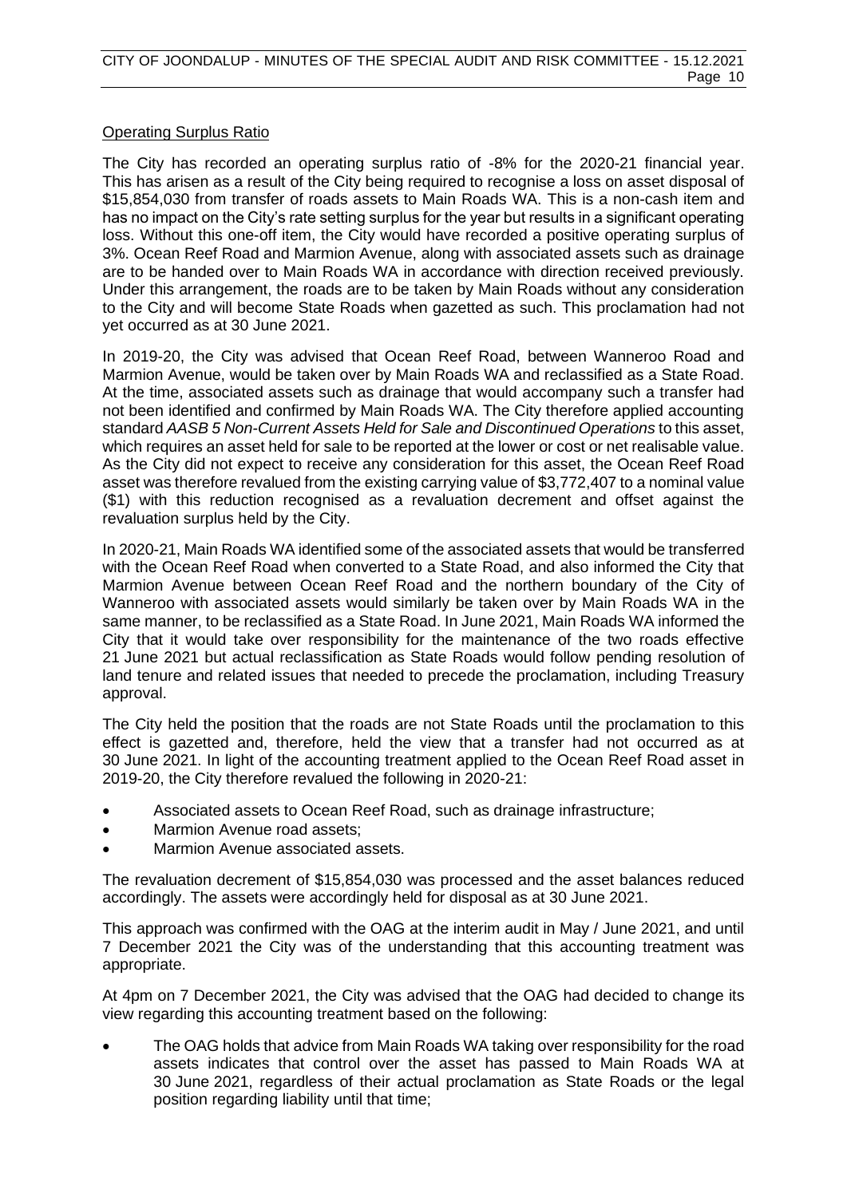Operating Surplus Ratio

The City has recorded an operating surplus ratio of -8% for the 2020-21 financial year. This has arisen as a result of the City being required to recognise a loss on asset disposal of $15,854,030 from transfer of roads assets to Main Roads WA. This is a non-cash item and has no impact on the City's rate setting surplus for the year but results in a significant operating loss. Without this one-off item, the City would have recorded a positive operating surplus of 3%. Ocean Reef Road and Marmion Avenue, along with associated assets such as drainage are to be handed over to Main Roads WA in accordance with direction received previously. Under this arrangement, the roads are to be taken by Main Roads without any consideration to the City and will become State Roads when gazetted as such. This proclamation had not yet occurred as at 30 June 2021.

In 2019-20, the City was advised that Ocean Reef Road, between Wanneroo Road and Marmion Avenue, would be taken over by Main Roads WA and reclassified as a State Road. At the time, associated assets such as drainage that would accompany such a transfer had not been identified and confirmed by Main Roads WA. The City therefore applied accounting standard *AASB 5 Non-Current Assets Held for Sale and Discontinued Operations* to this asset, which requires an asset held for sale to be reported at the lower or cost or net realisable value. As the City did not expect to receive any consideration for this asset, the Ocean Reef Road asset was therefore revalued from the existing carrying value of $3,772,407 to a nominal value ($1) with this reduction recognised as a revaluation decrement and offset against the revaluation surplus held by the City.

In 2020-21, Main Roads WA identified some of the associated assets that would be transferred with the Ocean Reef Road when converted to a State Road, and also informed the City that Marmion Avenue between Ocean Reef Road and the northern boundary of the City of Wanneroo with associated assets would similarly be taken over by Main Roads WA in the same manner, to be reclassified as a State Road. In June 2021, Main Roads WA informed the City that it would take over responsibility for the maintenance of the two roads effective 21 June 2021 but actual reclassification as State Roads would follow pending resolution of land tenure and related issues that needed to precede the proclamation, including Treasury approval.

The City held the position that the roads are not State Roads until the proclamation to this effect is gazetted and, therefore, held the view that a transfer had not occurred as at 30 June 2021. In light of the accounting treatment applied to the Ocean Reef Road asset in 2019-20, the City therefore revalued the following in 2020-21:

- Associated assets to Ocean Reef Road, such as drainage infrastructure;
- Marmion Avenue road assets;
- Marmion Avenue associated assets.

The revaluation decrement of $15,854,030 was processed and the asset balances reduced accordingly. The assets were accordingly held for disposal as at 30 June 2021.

This approach was confirmed with the OAG at the interim audit in May / June 2021, and until 7 December 2021 the City was of the understanding that this accounting treatment was appropriate.

At 4pm on 7 December 2021, the City was advised that the OAG had decided to change its view regarding this accounting treatment based on the following:

- The OAG holds that advice from Main Roads WA taking over responsibility for the road assets indicates that control over the asset has passed to Main Roads WA at 30 June 2021, regardless of their actual proclamation as State Roads or the legal position regarding liability until that time;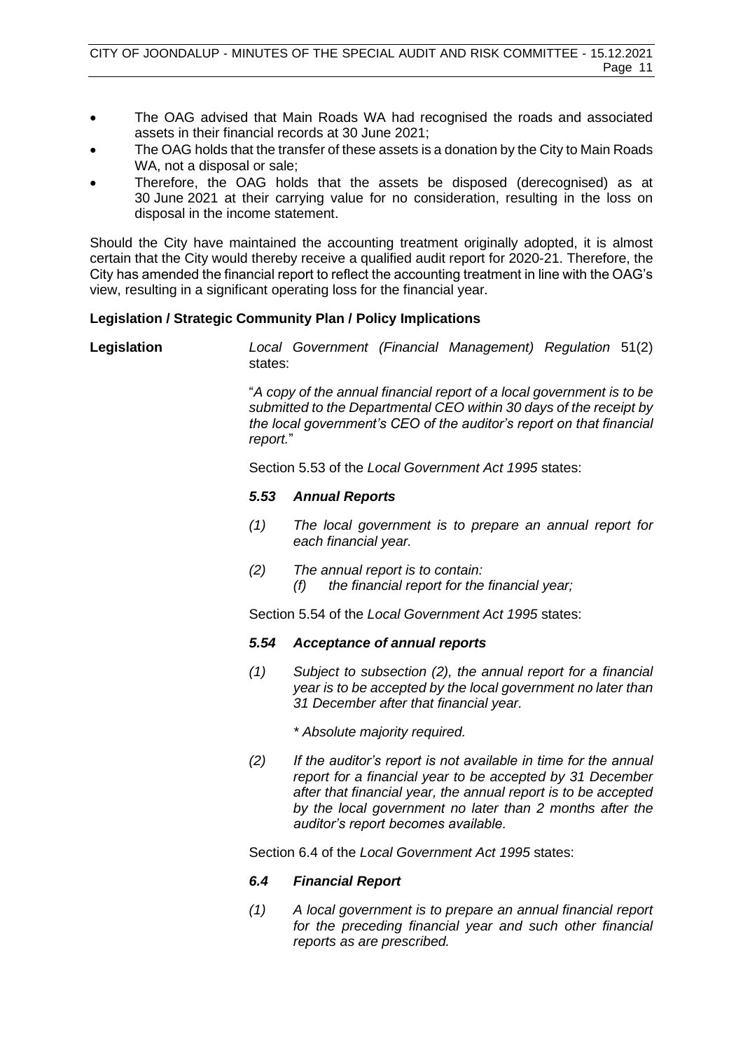- The OAG advised that Main Roads WA had recognised the roads and associated assets in their financial records at 30 June 2021;
- The OAG holds that the transfer of these assets is a donation by the City to Main Roads WA, not a disposal or sale;
- Therefore, the OAG holds that the assets be disposed (derecognised) as at 30 June 2021 at their carrying value for no consideration, resulting in the loss on disposal in the income statement.

Should the City have maintained the accounting treatment originally adopted, it is almost certain that the City would thereby receive a qualified audit report for 2020-21. Therefore, the City has amended the financial report to reflect the accounting treatment in line with the OAG's view, resulting in a significant operating loss for the financial year.

**Legislation / Strategic Community Plan / Policy Implications**

**Legislation**

*Local Government (Financial Management) Regulation* 51(2) states:

"*A copy of the annual financial report of a local government is to be submitted to the Departmental CEO within 30 days of the receipt by the local government's CEO of the auditor's report on that financial report.*"

Section 5.53 of the *Local Government Act 1995* states:

***5.53 Annual Reports***

*(1) The local government is to prepare an annual report for each financial year.*

*(2) The annual report is to contain:*
*(f) the financial report for the financial year;*

Section 5.54 of the *Local Government Act 1995* states:

***5.54 Acceptance of annual reports***

*(1) Subject to subsection (2), the annual report for a financial year is to be accepted by the local government no later than 31 December after that financial year.*

*\* Absolute majority required.*

*(2) If the auditor's report is not available in time for the annual report for a financial year to be accepted by 31 December after that financial year, the annual report is to be accepted by the local government no later than 2 months after the auditor's report becomes available.*

Section 6.4 of the *Local Government Act 1995* states:

***6.4 Financial Report***

*(1) A local government is to prepare an annual financial report for the preceding financial year and such other financial reports as are prescribed.*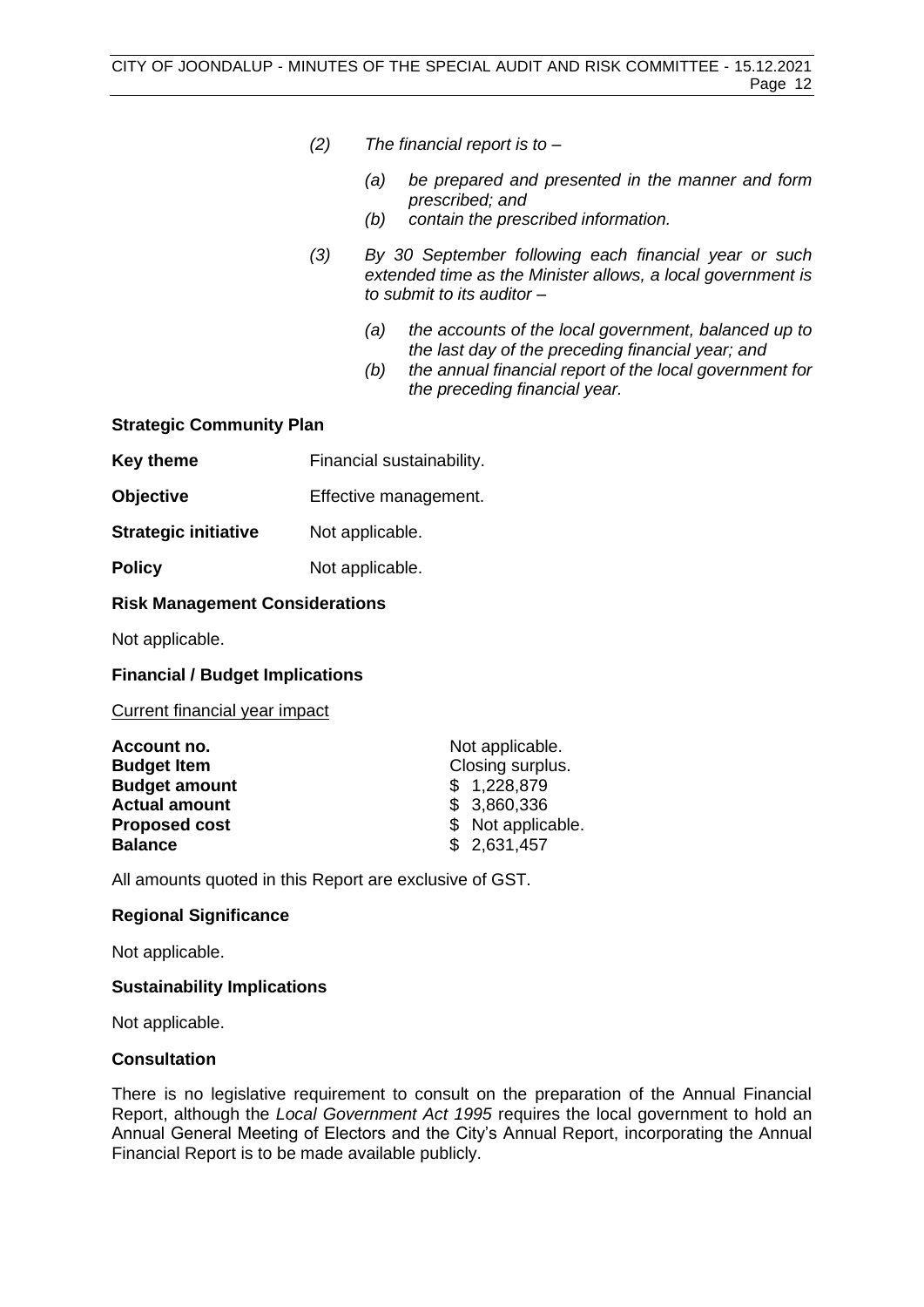> *(2) The financial report is to –*
>
> > *(a) be prepared and presented in the manner and form prescribed; and*
> > *(b) contain the prescribed information.*
>
> *(3) By 30 September following each financial year or such extended time as the Minister allows, a local government is to submit to its auditor –*
>
> > *(a) the accounts of the local government, balanced up to the last day of the preceding financial year; and*
> > *(b) the annual financial report of the local government for the preceding financial year.*

**Strategic Community Plan**

**Key theme** Financial sustainability.

**Objective** Effective management.

**Strategic initiative** Not applicable.

**Policy** Not applicable.

**Risk Management Considerations**

Not applicable.

**Financial / Budget Implications**

Current financial year impact

| | |
|---|---|
| **Account no.** | Not applicable. |
| **Budget Item** | Closing surplus. |
| **Budget amount** | $ 1,228,879 |
| **Actual amount** | $ 3,860,336 |
| **Proposed cost** | $ Not applicable. |
| **Balance** | $ 2,631,457 |

All amounts quoted in this Report are exclusive of GST.

**Regional Significance**

Not applicable.

**Sustainability Implications**

Not applicable.

**Consultation**

There is no legislative requirement to consult on the preparation of the Annual Financial Report, although the *Local Government Act 1995* requires the local government to hold an Annual General Meeting of Electors and the City's Annual Report, incorporating the Annual Financial Report is to be made available publicly.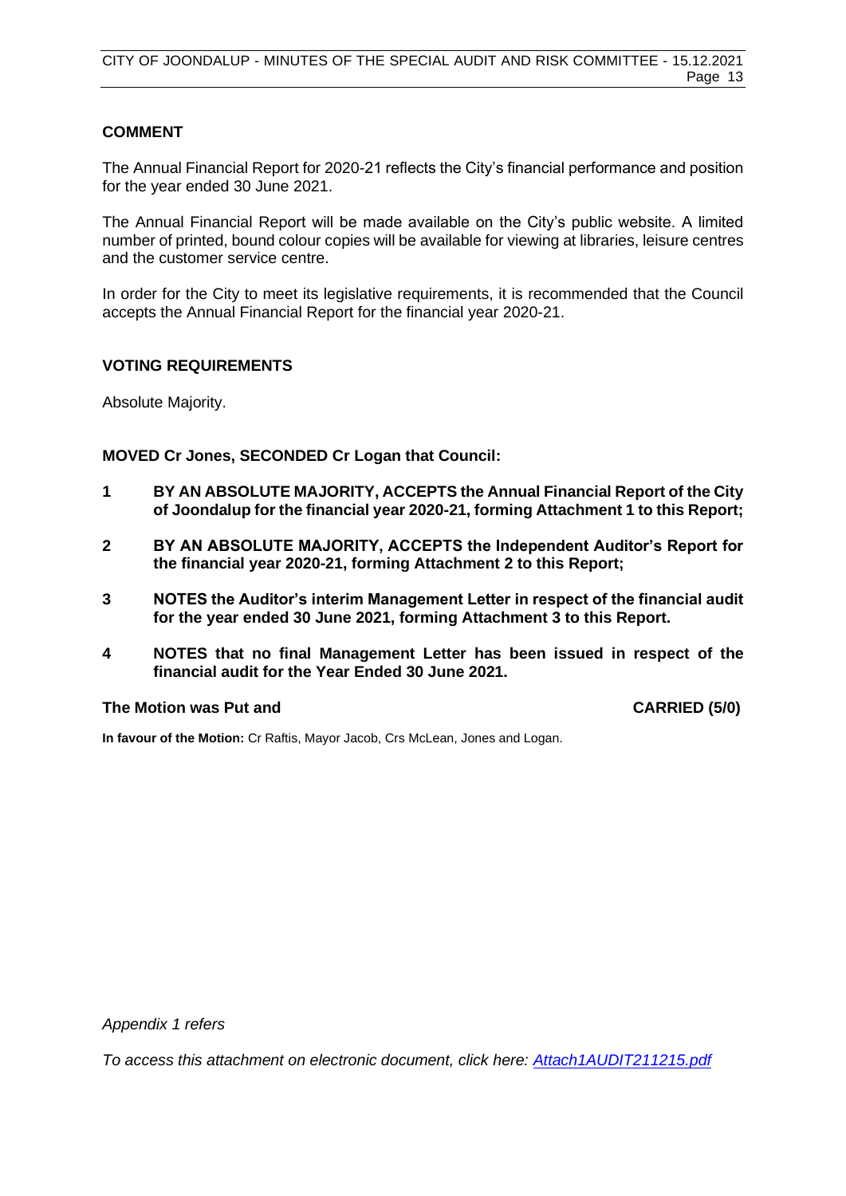## COMMENT

The Annual Financial Report for 2020-21 reflects the City's financial performance and position for the year ended 30 June 2021.

The Annual Financial Report will be made available on the City's public website. A limited number of printed, bound colour copies will be available for viewing at libraries, leisure centres and the customer service centre.

In order for the City to meet its legislative requirements, it is recommended that the Council accepts the Annual Financial Report for the financial year 2020-21.

## VOTING REQUIREMENTS

Absolute Majority.

**MOVED Cr Jones, SECONDED Cr Logan that Council:**

1. **BY AN ABSOLUTE MAJORITY, ACCEPTS the Annual Financial Report of the City of Joondalup for the financial year 2020-21, forming Attachment 1 to this Report;**
2. **BY AN ABSOLUTE MAJORITY, ACCEPTS the Independent Auditor's Report for the financial year 2020-21, forming Attachment 2 to this Report;**
3. **NOTES the Auditor's interim Management Letter in respect of the financial audit for the year ended 30 June 2021, forming Attachment 3 to this Report.**
4. **NOTES that no final Management Letter has been issued in respect of the financial audit for the Year Ended 30 June 2021.**

**The Motion was Put and CARRIED (5/0)**

**In favour of the Motion:** Cr Raftis, Mayor Jacob, Crs McLean, Jones and Logan.

*Appendix 1 refers*

*To access this attachment on electronic document, click here: Attach1AUDIT211215.pdf*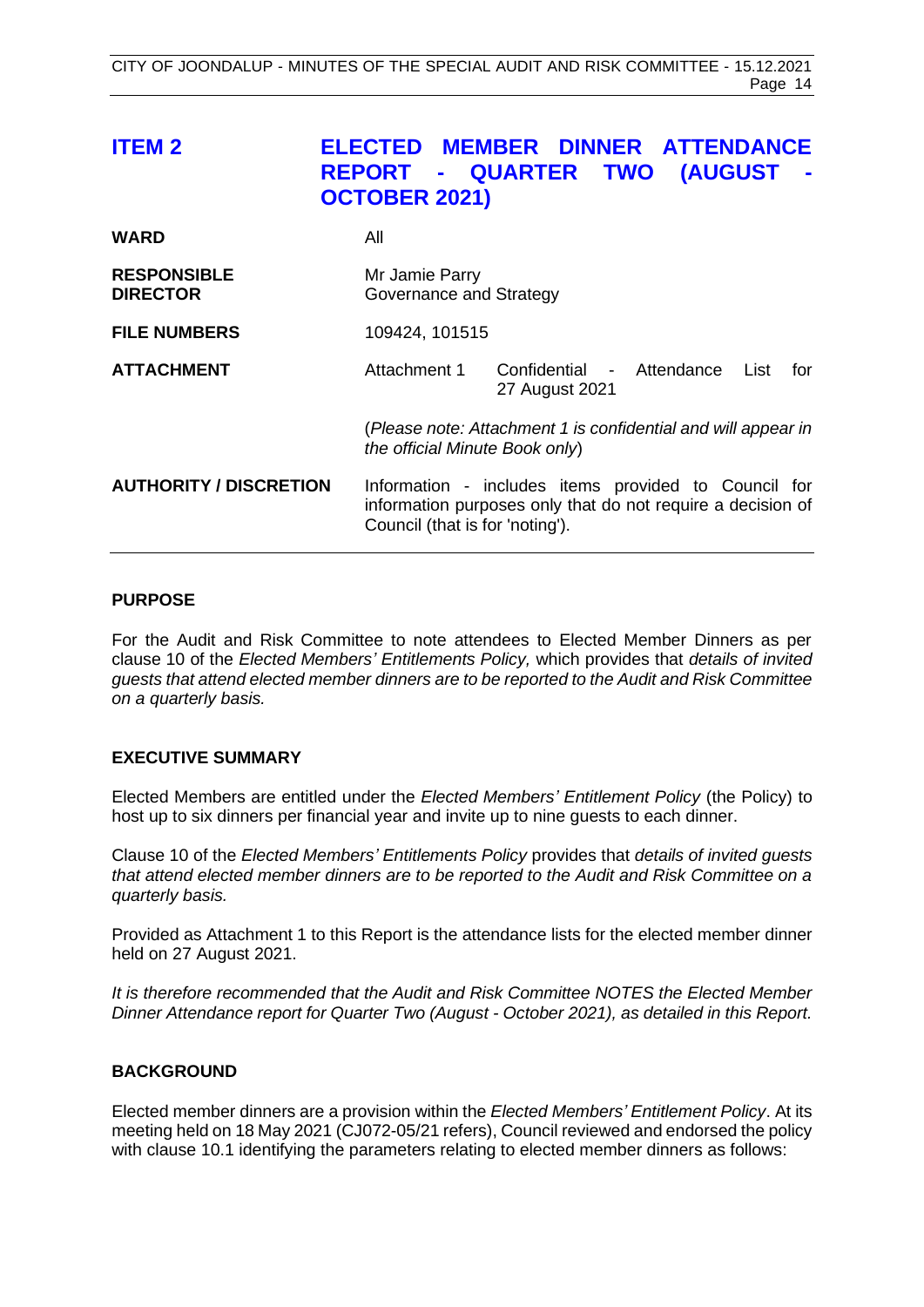## ITEM 2 ELECTED MEMBER DINNER ATTENDANCE REPORT - QUARTER TWO (AUGUST - OCTOBER 2021)

| | |
|---|---|
| **WARD** | All |
| **RESPONSIBLE DIRECTOR** | Mr Jamie Parry<br>Governance and Strategy |
| **FILE NUMBERS** | 109424, 101515 |
| **ATTACHMENT** | Attachment 1 Confidential - Attendance List for 27 August 2021<br><br>(*Please note: Attachment 1 is confidential and will appear in the official Minute Book only*) |
| **AUTHORITY / DISCRETION** | Information - includes items provided to Council for information purposes only that do not require a decision of Council (that is for 'noting'). |

### PURPOSE

For the Audit and Risk Committee to note attendees to Elected Member Dinners as per clause 10 of the *Elected Members' Entitlements Policy,* which provides that *details of invited guests that attend elected member dinners are to be reported to the Audit and Risk Committee on a quarterly basis.*

### EXECUTIVE SUMMARY

Elected Members are entitled under the *Elected Members' Entitlement Policy* (the Policy) to host up to six dinners per financial year and invite up to nine guests to each dinner.

Clause 10 of the *Elected Members' Entitlements Policy* provides that *details of invited guests that attend elected member dinners are to be reported to the Audit and Risk Committee on a quarterly basis.*

Provided as Attachment 1 to this Report is the attendance lists for the elected member dinner held on 27 August 2021.

*It is therefore recommended that the Audit and Risk Committee NOTES the Elected Member Dinner Attendance report for Quarter Two (August - October 2021), as detailed in this Report.*

### BACKGROUND

Elected member dinners are a provision within the *Elected Members' Entitlement Policy*. At its meeting held on 18 May 2021 (CJ072-05/21 refers), Council reviewed and endorsed the policy with clause 10.1 identifying the parameters relating to elected member dinners as follows: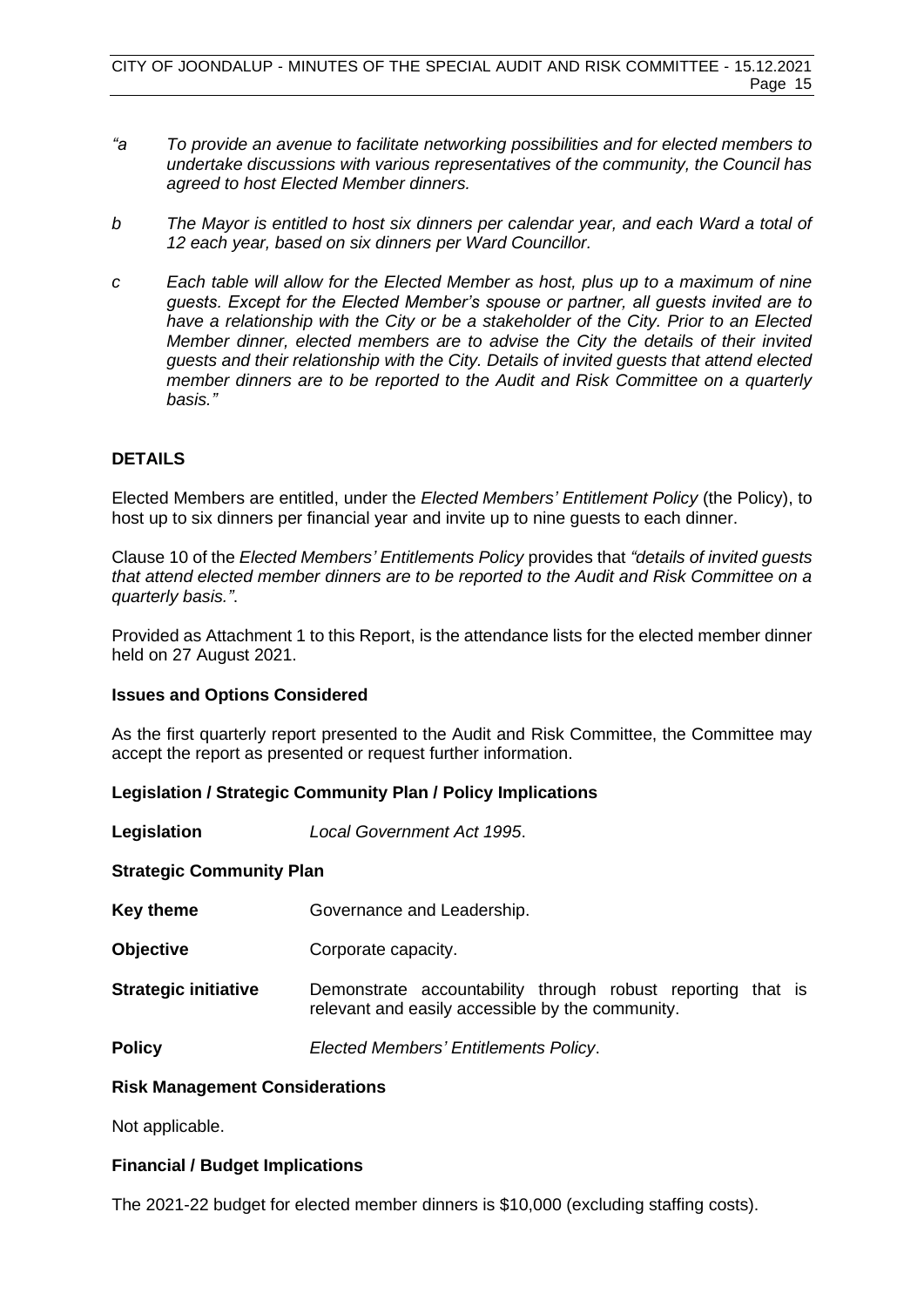*"a To provide an avenue to facilitate networking possibilities and for elected members to undertake discussions with various representatives of the community, the Council has agreed to host Elected Member dinners.*

*b The Mayor is entitled to host six dinners per calendar year, and each Ward a total of 12 each year, based on six dinners per Ward Councillor.*

*c Each table will allow for the Elected Member as host, plus up to a maximum of nine guests. Except for the Elected Member's spouse or partner, all guests invited are to have a relationship with the City or be a stakeholder of the City. Prior to an Elected Member dinner, elected members are to advise the City the details of their invited guests and their relationship with the City. Details of invited guests that attend elected member dinners are to be reported to the Audit and Risk Committee on a quarterly basis."*

## DETAILS

Elected Members are entitled, under the *Elected Members' Entitlement Policy* (the Policy), to host up to six dinners per financial year and invite up to nine guests to each dinner.

Clause 10 of the *Elected Members' Entitlements Policy* provides that *"details of invited guests that attend elected member dinners are to be reported to the Audit and Risk Committee on a quarterly basis."*.

Provided as Attachment 1 to this Report, is the attendance lists for the elected member dinner held on 27 August 2021.

### Issues and Options Considered

As the first quarterly report presented to the Audit and Risk Committee, the Committee may accept the report as presented or request further information.

### Legislation / Strategic Community Plan / Policy Implications

**Legislation** *Local Government Act 1995*.

**Strategic Community Plan**

**Key theme** Governance and Leadership.

**Objective** Corporate capacity.

**Strategic initiative** Demonstrate accountability through robust reporting that is relevant and easily accessible by the community.

**Policy** *Elected Members' Entitlements Policy*.

### Risk Management Considerations

Not applicable.

### Financial / Budget Implications

The 2021-22 budget for elected member dinners is $10,000 (excluding staffing costs).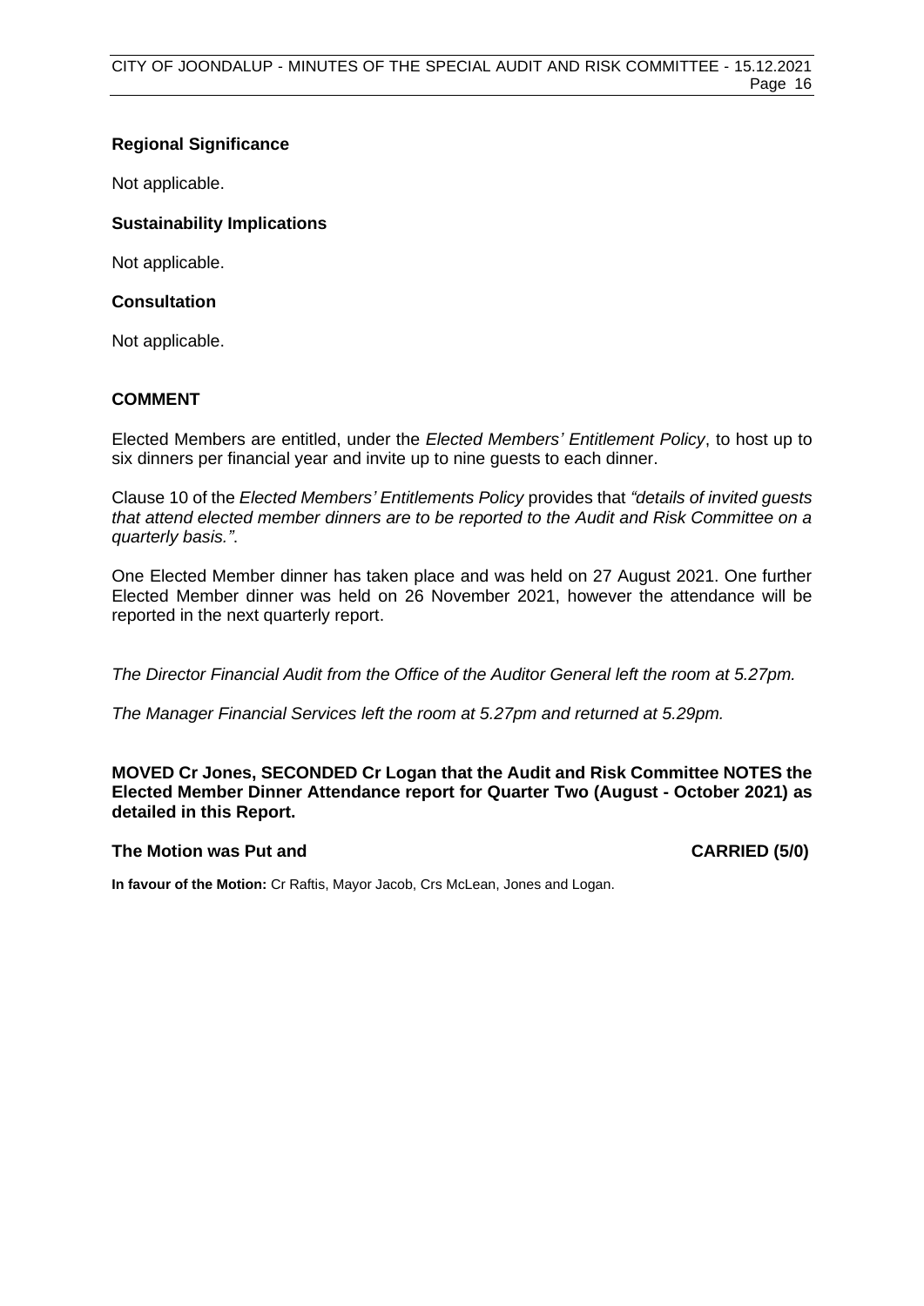### Regional Significance

Not applicable.

### Sustainability Implications

Not applicable.

### Consultation

Not applicable.

## COMMENT

Elected Members are entitled, under the *Elected Members' Entitlement Policy*, to host up to six dinners per financial year and invite up to nine guests to each dinner.

Clause 10 of the *Elected Members' Entitlements Policy* provides that *"details of invited guests that attend elected member dinners are to be reported to the Audit and Risk Committee on a quarterly basis."*.

One Elected Member dinner has taken place and was held on 27 August 2021. One further Elected Member dinner was held on 26 November 2021, however the attendance will be reported in the next quarterly report.

*The Director Financial Audit from the Office of the Auditor General left the room at 5.27pm.*

*The Manager Financial Services left the room at 5.27pm and returned at 5.29pm.*

**MOVED Cr Jones, SECONDED Cr Logan that the Audit and Risk Committee NOTES the Elected Member Dinner Attendance report for Quarter Two (August - October 2021) as detailed in this Report.**

**The Motion was Put and CARRIED (5/0)**

**In favour of the Motion:** Cr Raftis, Mayor Jacob, Crs McLean, Jones and Logan.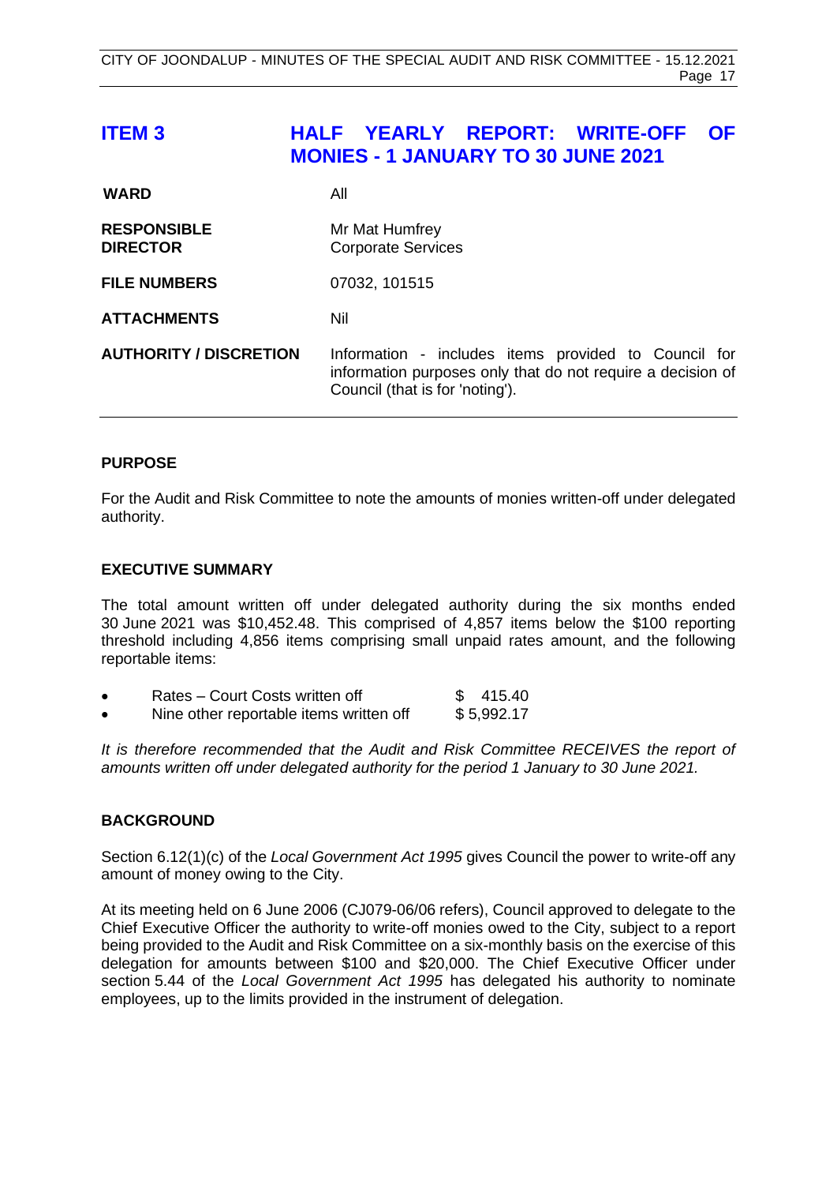# ITEM 3 HALF YEARLY REPORT: WRITE-OFF OF MONIES - 1 JANUARY TO 30 JUNE 2021

| | |
|---|---|
| **WARD** | All |
| **RESPONSIBLE DIRECTOR** | Mr Mat Humfrey<br>Corporate Services |
| **FILE NUMBERS** | 07032, 101515 |
| **ATTACHMENTS** | Nil |
| **AUTHORITY / DISCRETION** | Information - includes items provided to Council for information purposes only that do not require a decision of Council (that is for 'noting'). |

## PURPOSE

For the Audit and Risk Committee to note the amounts of monies written-off under delegated authority.

## EXECUTIVE SUMMARY

The total amount written off under delegated authority during the six months ended 30 June 2021 was $10,452.48. This comprised of 4,857 items below the $100 reporting threshold including 4,856 items comprising small unpaid rates amount, and the following reportable items:

- Rates – Court Costs written off $ 415.40
- Nine other reportable items written off $ 5,992.17

*It is therefore recommended that the Audit and Risk Committee RECEIVES the report of amounts written off under delegated authority for the period 1 January to 30 June 2021.*

## BACKGROUND

Section 6.12(1)(c) of the *Local Government Act 1995* gives Council the power to write-off any amount of money owing to the City.

At its meeting held on 6 June 2006 (CJ079-06/06 refers), Council approved to delegate to the Chief Executive Officer the authority to write-off monies owed to the City, subject to a report being provided to the Audit and Risk Committee on a six-monthly basis on the exercise of this delegation for amounts between $100 and $20,000. The Chief Executive Officer under section 5.44 of the *Local Government Act 1995* has delegated his authority to nominate employees, up to the limits provided in the instrument of delegation.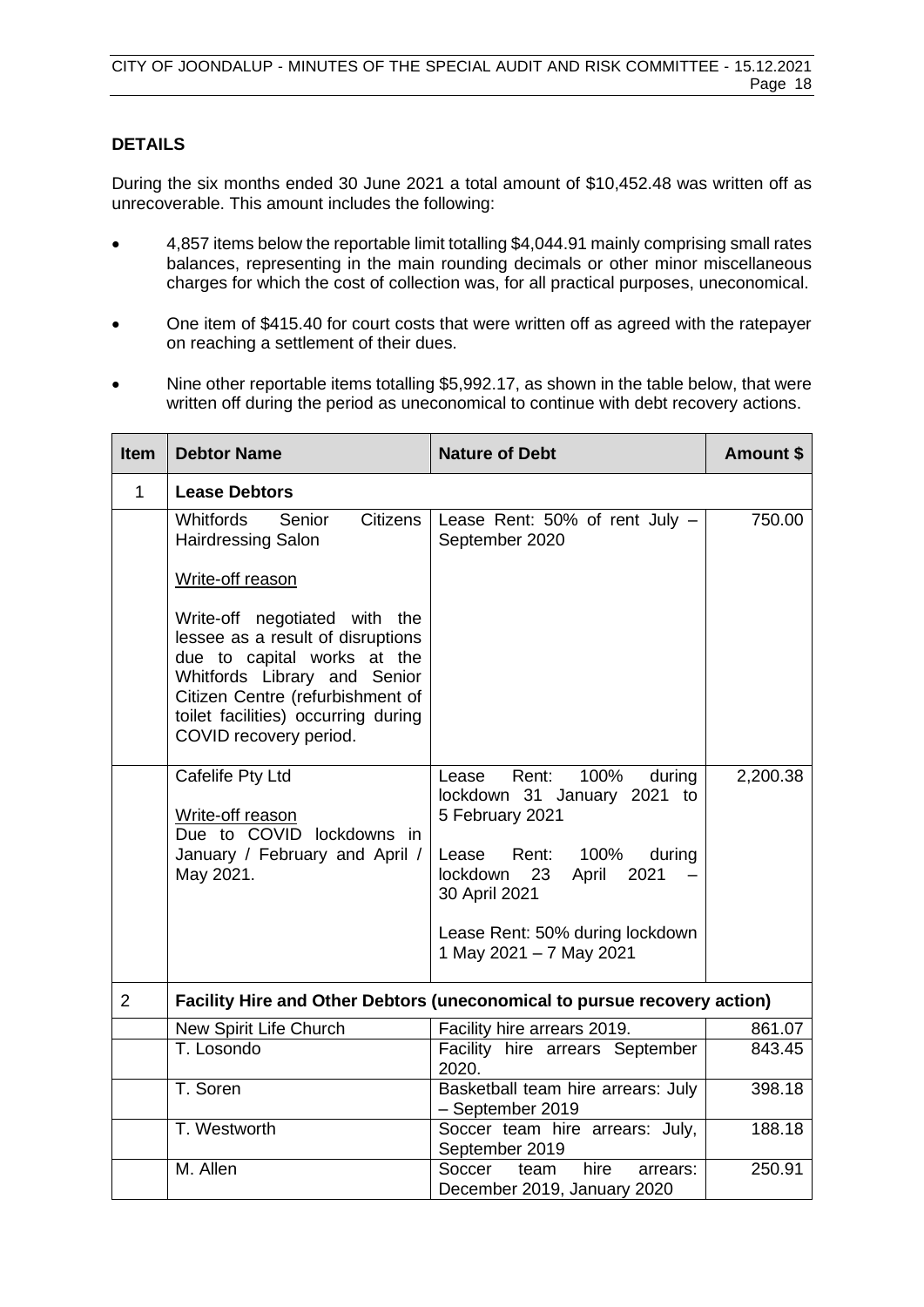**DETAILS**

During the six months ended 30 June 2021 a total amount of $10,452.48 was written off as unrecoverable. This amount includes the following:

- 4,857 items below the reportable limit totalling $4,044.91 mainly comprising small rates balances, representing in the main rounding decimals or other minor miscellaneous charges for which the cost of collection was, for all practical purposes, uneconomical.
- One item of $415.40 for court costs that were written off as agreed with the ratepayer on reaching a settlement of their dues.
- Nine other reportable items totalling $5,992.17, as shown in the table below, that were written off during the period as uneconomical to continue with debt recovery actions.

| Item | Debtor Name | Nature of Debt | Amount $ |
|---|---|---|---|
| 1 | **Lease Debtors** | | |
| | Whitfords Senior Citizens Hairdressing Salon<br><br>Write-off reason<br><br>Write-off negotiated with the lessee as a result of disruptions due to capital works at the Whitfords Library and Senior Citizen Centre (refurbishment of toilet facilities) occurring during COVID recovery period. | Lease Rent: 50% of rent July – September 2020 | 750.00 |
| | Cafelife Pty Ltd<br><br>Write-off reason<br>Due to COVID lockdowns in January / February and April / May 2021. | Lease Rent: 100% during lockdown 31 January 2021 to 5 February 2021<br><br>Lease Rent: 100% during lockdown 23 April 2021 – 30 April 2021<br><br>Lease Rent: 50% during lockdown 1 May 2021 – 7 May 2021 | 2,200.38 |
| 2 | **Facility Hire and Other Debtors (uneconomical to pursue recovery action)** | | |
| | New Spirit Life Church | Facility hire arrears 2019. | 861.07 |
| | T. Losondo | Facility hire arrears September 2020. | 843.45 |
| | T. Soren | Basketball team hire arrears: July – September 2019 | 398.18 |
| | T. Westworth | Soccer team hire arrears: July, September 2019 | 188.18 |
| | M. Allen | Soccer team hire arrears: December 2019, January 2020 | 250.91 |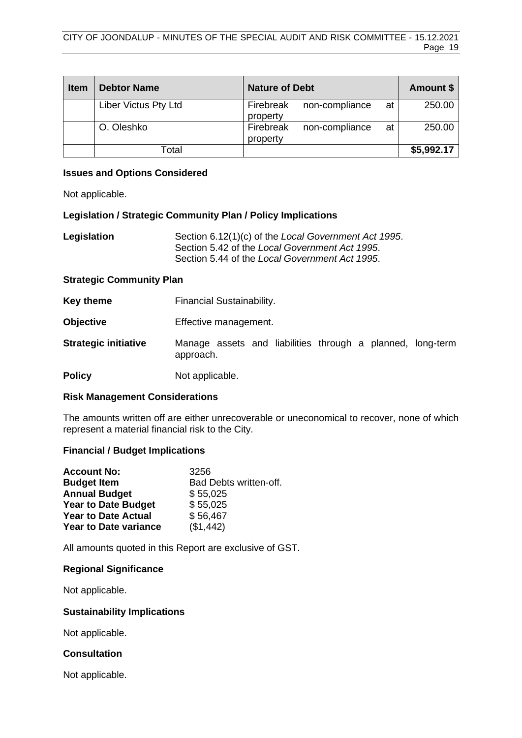| Item | Debtor Name | Nature of Debt | Amount $ |
|---|---|---|---|
| | Liber Victus Pty Ltd | Firebreak non-compliance at property | 250.00 |
| | O. Oleshko | Firebreak non-compliance at property | 250.00 |
| | Total | | **$5,992.17** |

**Issues and Options Considered**

Not applicable.

**Legislation / Strategic Community Plan / Policy Implications**

**Legislation** Section 6.12(1)(c) of the *Local Government Act 1995*.
Section 5.42 of the *Local Government Act 1995*.
Section 5.44 of the *Local Government Act 1995*.

**Strategic Community Plan**

**Key theme** Financial Sustainability.

**Objective** Effective management.

**Strategic initiative** Manage assets and liabilities through a planned, long-term approach.

**Policy** Not applicable.

**Risk Management Considerations**

The amounts written off are either unrecoverable or uneconomical to recover, none of which represent a material financial risk to the City.

**Financial / Budget Implications**

**Account No:** 3256
**Budget Item** Bad Debts written-off.
**Annual Budget** $ 55,025
**Year to Date Budget** $ 55,025
**Year to Date Actual** $ 56,467
**Year to Date variance** ($1,442)

All amounts quoted in this Report are exclusive of GST.

**Regional Significance**

Not applicable.

**Sustainability Implications**

Not applicable.

**Consultation**

Not applicable.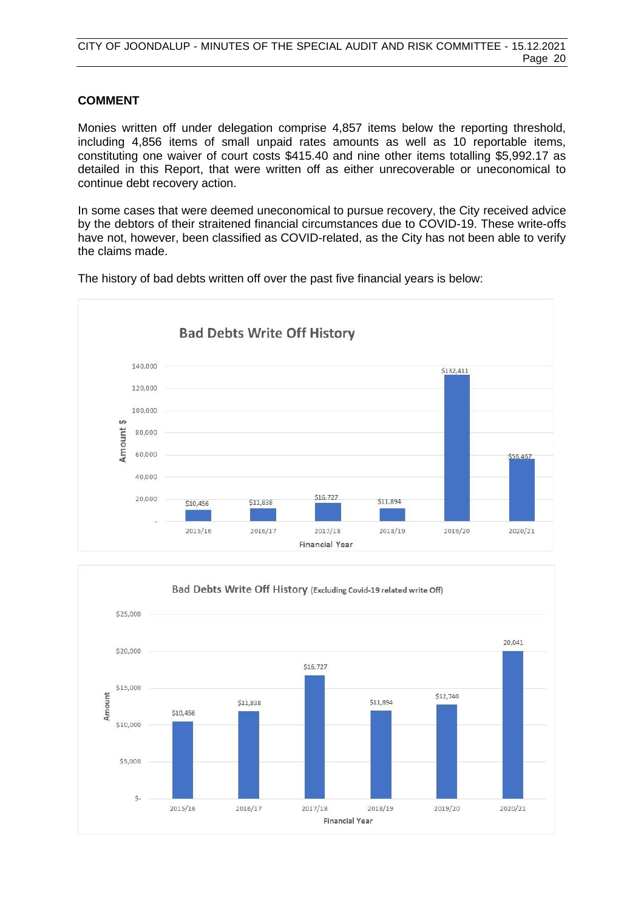## COMMENT

Monies written off under delegation comprise 4,857 items below the reporting threshold, including 4,856 items of small unpaid rates amounts as well as 10 reportable items, constituting one waiver of court costs $415.40 and nine other items totalling $5,992.17 as detailed in this Report, that were written off as either unrecoverable or uneconomical to continue debt recovery action.

In some cases that were deemed uneconomical to pursue recovery, the City received advice by the debtors of their straitened financial circumstances due to COVID-19. These write-offs have not, however, been classified as COVID-related, as the City has not been able to verify the claims made.

The history of bad debts written off over the past five financial years is below:

**Bad Debts Write Off History**

| Financial Year | Amount $ |
| --- | --- |
| 2015/16 | $10,456 |
| 2016/17 | $11,838 |
| 2017/18 | $16,727 |
| 2018/19 | $11,894 |
| 2019/20 | $132,411 |
| 2020/21 | $56,467 |

**Bad Debts Write Off History (Excluding Covid-19 related write Off)**

| Financial Year | Amount |
| --- | --- |
| 2015/16 | $10,456 |
| 2016/17 | $11,838 |
| 2017/18 | $16,727 |
| 2018/19 | $11,894 |
| 2019/20 | $12,740 |
| 2020/21 | 20,041 |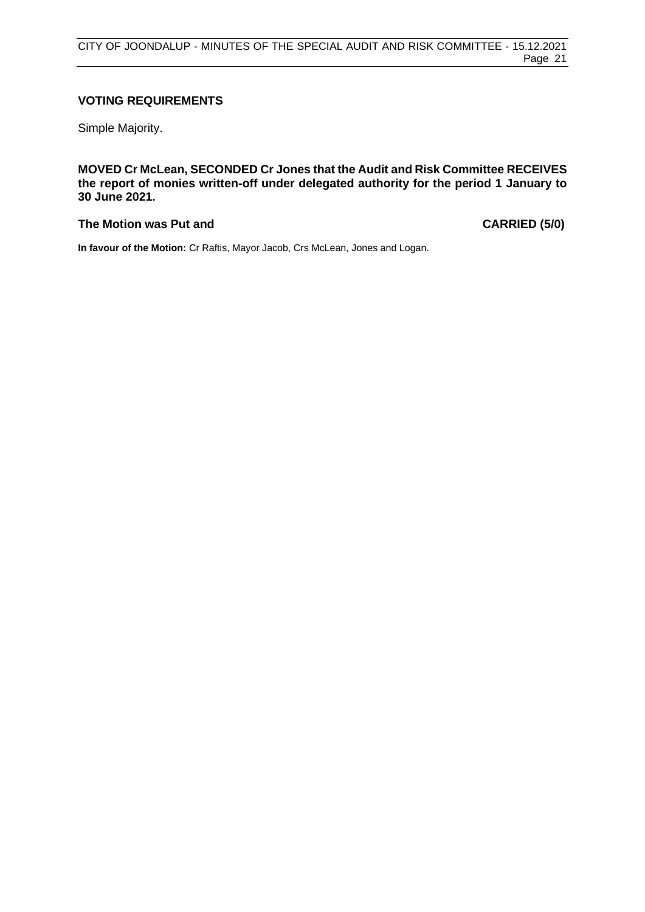### VOTING REQUIREMENTS

Simple Majority.

**MOVED Cr McLean, SECONDED Cr Jones that the Audit and Risk Committee RECEIVES the report of monies written-off under delegated authority for the period 1 January to 30 June 2021.**

**The Motion was Put and CARRIED (5/0)**

**In favour of the Motion:** Cr Raftis, Mayor Jacob, Crs McLean, Jones and Logan.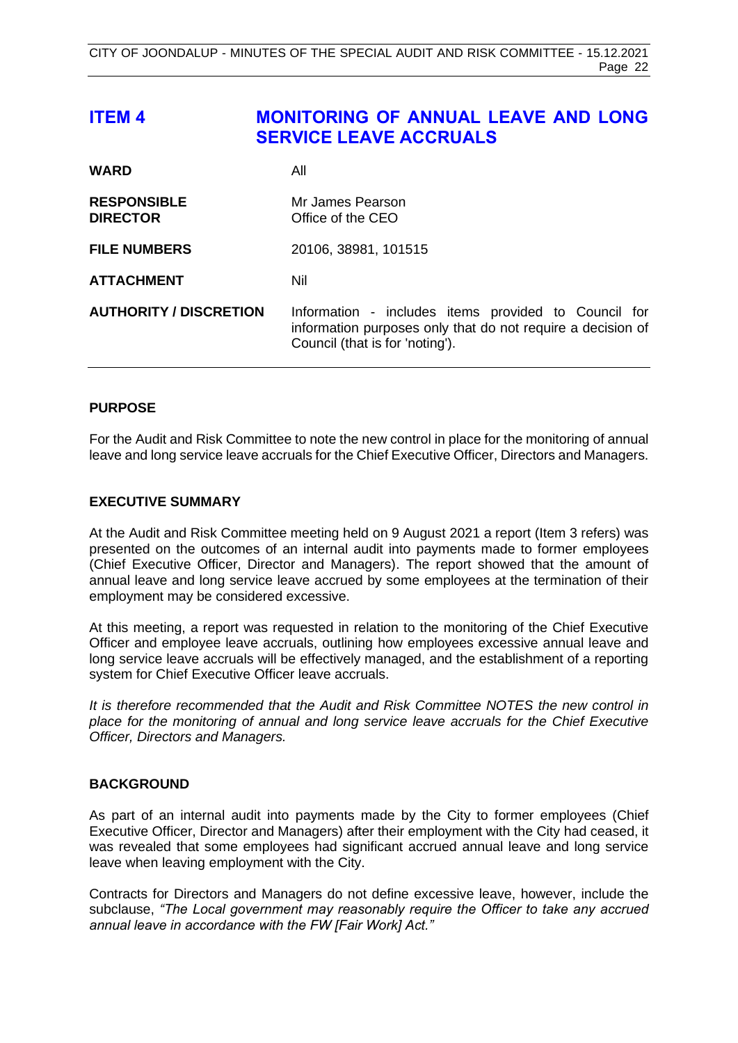# ITEM 4 MONITORING OF ANNUAL LEAVE AND LONG SERVICE LEAVE ACCRUALS

| | |
|---|---|
| **WARD** | All |
| **RESPONSIBLE DIRECTOR** | Mr James Pearson<br>Office of the CEO |
| **FILE NUMBERS** | 20106, 38981, 101515 |
| **ATTACHMENT** | Nil |
| **AUTHORITY / DISCRETION** | Information - includes items provided to Council for information purposes only that do not require a decision of Council (that is for 'noting'). |

## PURPOSE

For the Audit and Risk Committee to note the new control in place for the monitoring of annual leave and long service leave accruals for the Chief Executive Officer, Directors and Managers.

## EXECUTIVE SUMMARY

At the Audit and Risk Committee meeting held on 9 August 2021 a report (Item 3 refers) was presented on the outcomes of an internal audit into payments made to former employees (Chief Executive Officer, Director and Managers). The report showed that the amount of annual leave and long service leave accrued by some employees at the termination of their employment may be considered excessive.

At this meeting, a report was requested in relation to the monitoring of the Chief Executive Officer and employee leave accruals, outlining how employees excessive annual leave and long service leave accruals will be effectively managed, and the establishment of a reporting system for Chief Executive Officer leave accruals.

*It is therefore recommended that the Audit and Risk Committee NOTES the new control in place for the monitoring of annual and long service leave accruals for the Chief Executive Officer, Directors and Managers.*

## BACKGROUND

As part of an internal audit into payments made by the City to former employees (Chief Executive Officer, Director and Managers) after their employment with the City had ceased, it was revealed that some employees had significant accrued annual leave and long service leave when leaving employment with the City.

Contracts for Directors and Managers do not define excessive leave, however, include the subclause, *"The Local government may reasonably require the Officer to take any accrued annual leave in accordance with the FW [Fair Work] Act."*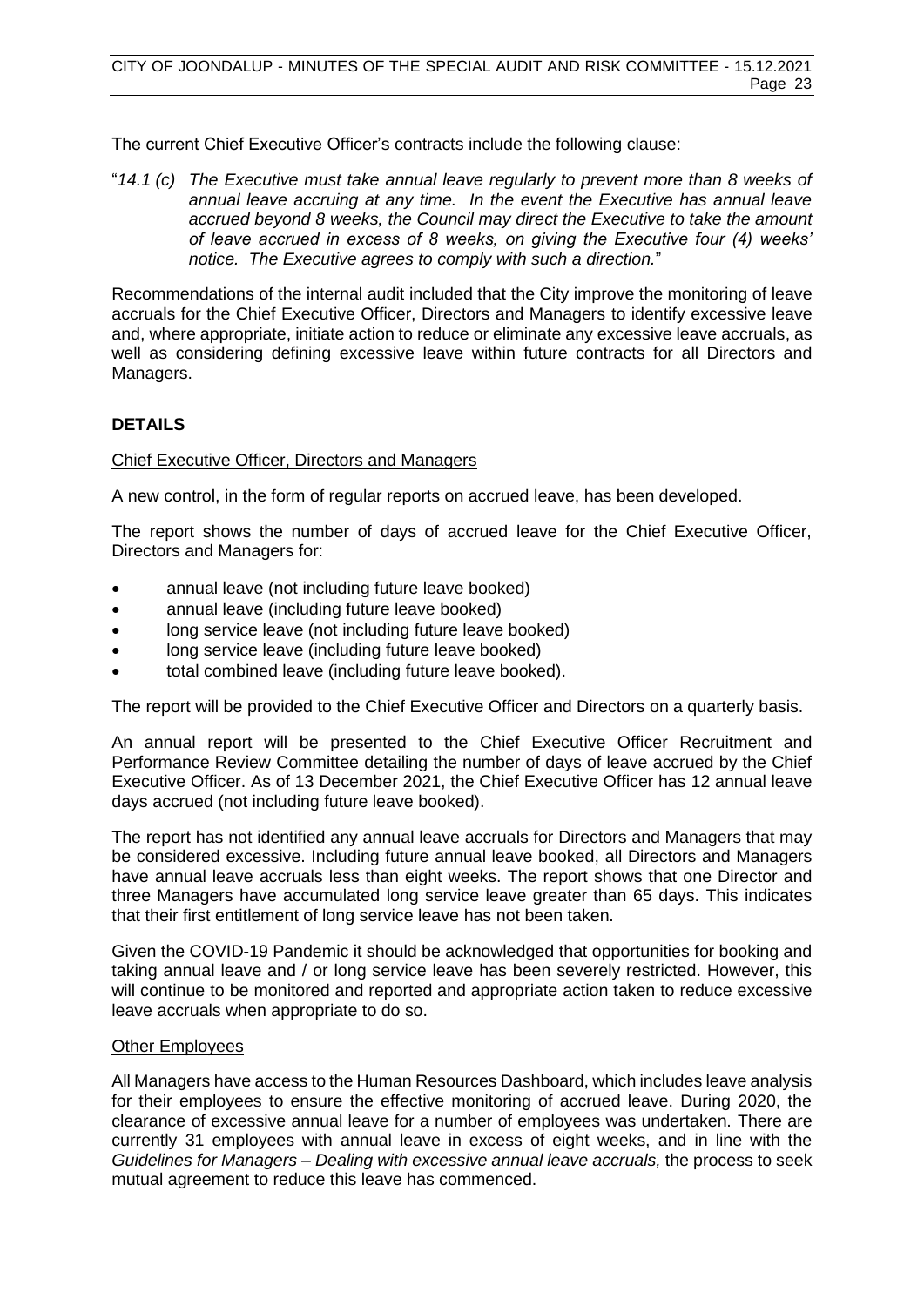The current Chief Executive Officer's contracts include the following clause:

"*14.1 (c) The Executive must take annual leave regularly to prevent more than 8 weeks of annual leave accruing at any time. In the event the Executive has annual leave accrued beyond 8 weeks, the Council may direct the Executive to take the amount of leave accrued in excess of 8 weeks, on giving the Executive four (4) weeks' notice. The Executive agrees to comply with such a direction.*"

Recommendations of the internal audit included that the City improve the monitoring of leave accruals for the Chief Executive Officer, Directors and Managers to identify excessive leave and, where appropriate, initiate action to reduce or eliminate any excessive leave accruals, as well as considering defining excessive leave within future contracts for all Directors and Managers.

## DETAILS

Chief Executive Officer, Directors and Managers

A new control, in the form of regular reports on accrued leave, has been developed.

The report shows the number of days of accrued leave for the Chief Executive Officer, Directors and Managers for:

- annual leave (not including future leave booked)
- annual leave (including future leave booked)
- long service leave (not including future leave booked)
- long service leave (including future leave booked)
- total combined leave (including future leave booked).

The report will be provided to the Chief Executive Officer and Directors on a quarterly basis.

An annual report will be presented to the Chief Executive Officer Recruitment and Performance Review Committee detailing the number of days of leave accrued by the Chief Executive Officer. As of 13 December 2021, the Chief Executive Officer has 12 annual leave days accrued (not including future leave booked).

The report has not identified any annual leave accruals for Directors and Managers that may be considered excessive. Including future annual leave booked, all Directors and Managers have annual leave accruals less than eight weeks. The report shows that one Director and three Managers have accumulated long service leave greater than 65 days. This indicates that their first entitlement of long service leave has not been taken.

Given the COVID-19 Pandemic it should be acknowledged that opportunities for booking and taking annual leave and / or long service leave has been severely restricted. However, this will continue to be monitored and reported and appropriate action taken to reduce excessive leave accruals when appropriate to do so.

Other Employees

All Managers have access to the Human Resources Dashboard, which includes leave analysis for their employees to ensure the effective monitoring of accrued leave. During 2020, the clearance of excessive annual leave for a number of employees was undertaken. There are currently 31 employees with annual leave in excess of eight weeks, and in line with the *Guidelines for Managers – Dealing with excessive annual leave accruals,* the process to seek mutual agreement to reduce this leave has commenced.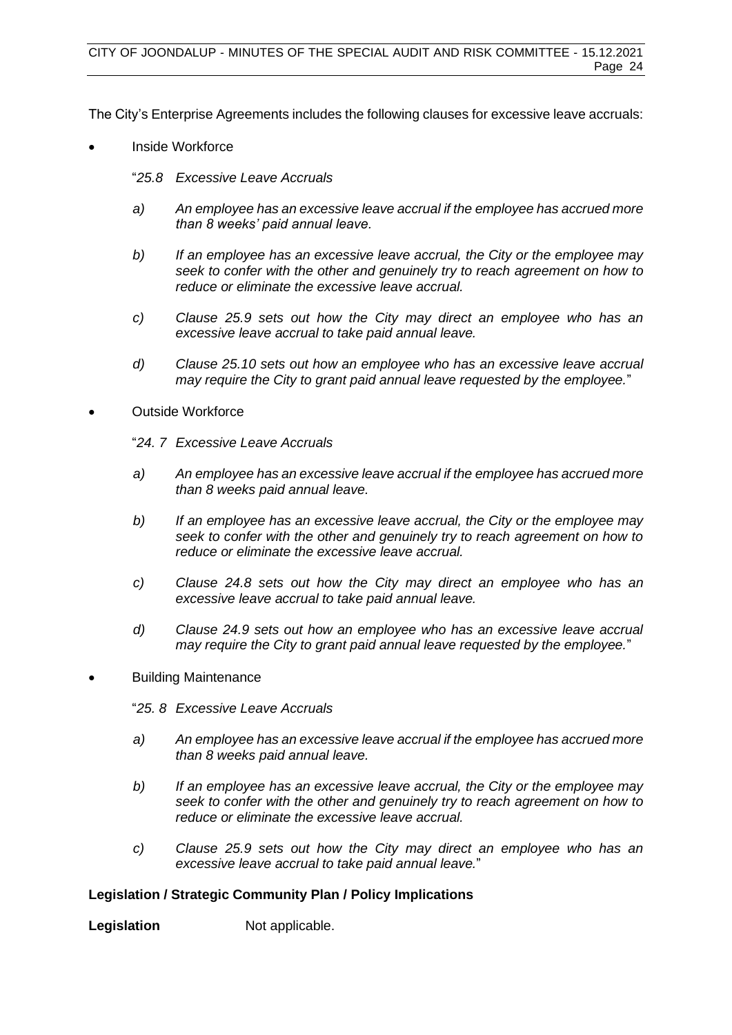The City's Enterprise Agreements includes the following clauses for excessive leave accruals:

- Inside Workforce

  "*25.8 Excessive Leave Accruals*

  *a) An employee has an excessive leave accrual if the employee has accrued more than 8 weeks' paid annual leave.*

  *b) If an employee has an excessive leave accrual, the City or the employee may seek to confer with the other and genuinely try to reach agreement on how to reduce or eliminate the excessive leave accrual.*

  *c) Clause 25.9 sets out how the City may direct an employee who has an excessive leave accrual to take paid annual leave.*

  *d) Clause 25.10 sets out how an employee who has an excessive leave accrual may require the City to grant paid annual leave requested by the employee.*"

- Outside Workforce

  "*24. 7 Excessive Leave Accruals*

  *a) An employee has an excessive leave accrual if the employee has accrued more than 8 weeks paid annual leave.*

  *b) If an employee has an excessive leave accrual, the City or the employee may seek to confer with the other and genuinely try to reach agreement on how to reduce or eliminate the excessive leave accrual.*

  *c) Clause 24.8 sets out how the City may direct an employee who has an excessive leave accrual to take paid annual leave.*

  *d) Clause 24.9 sets out how an employee who has an excessive leave accrual may require the City to grant paid annual leave requested by the employee.*"

- Building Maintenance

  "*25. 8 Excessive Leave Accruals*

  *a) An employee has an excessive leave accrual if the employee has accrued more than 8 weeks paid annual leave.*

  *b) If an employee has an excessive leave accrual, the City or the employee may seek to confer with the other and genuinely try to reach agreement on how to reduce or eliminate the excessive leave accrual.*

  *c) Clause 25.9 sets out how the City may direct an employee who has an excessive leave accrual to take paid annual leave.*"

**Legislation / Strategic Community Plan / Policy Implications**

**Legislation** Not applicable.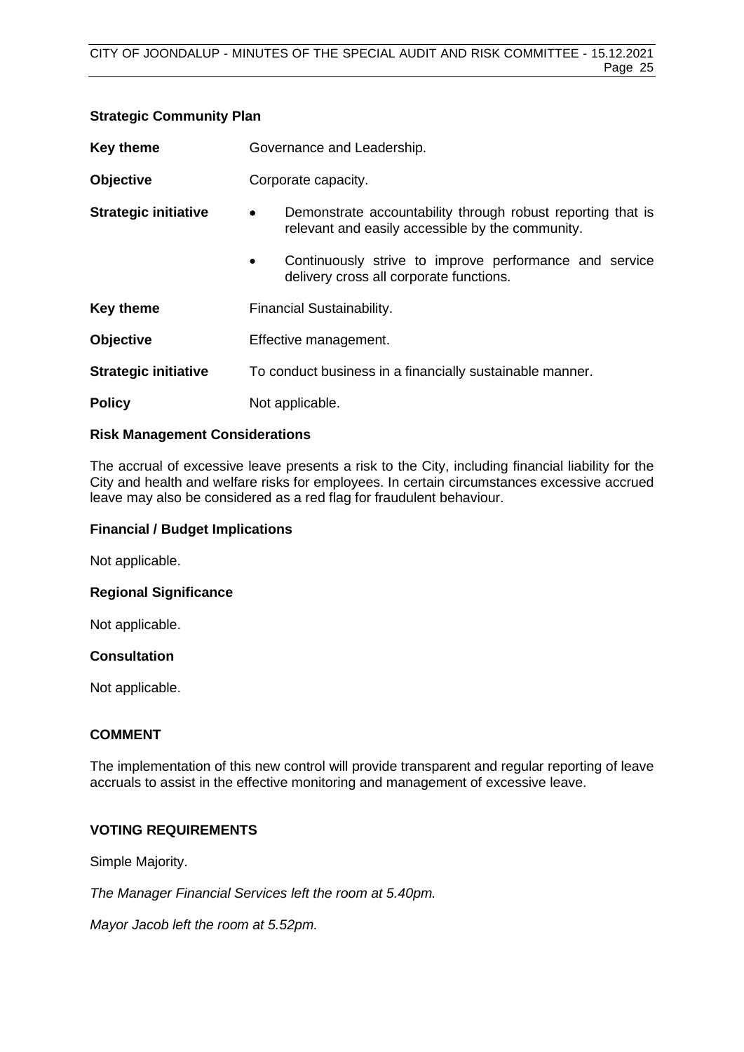### Strategic Community Plan

**Key theme** Governance and Leadership.

**Objective** Corporate capacity.

**Strategic initiative**

- Demonstrate accountability through robust reporting that is relevant and easily accessible by the community.
- Continuously strive to improve performance and service delivery cross all corporate functions.

**Key theme** Financial Sustainability.

**Objective** Effective management.

**Strategic initiative** To conduct business in a financially sustainable manner.

**Policy** Not applicable.

### Risk Management Considerations

The accrual of excessive leave presents a risk to the City, including financial liability for the City and health and welfare risks for employees. In certain circumstances excessive accrued leave may also be considered as a red flag for fraudulent behaviour.

### Financial / Budget Implications

Not applicable.

### Regional Significance

Not applicable.

### Consultation

Not applicable.

## COMMENT

The implementation of this new control will provide transparent and regular reporting of leave accruals to assist in the effective monitoring and management of excessive leave.

## VOTING REQUIREMENTS

Simple Majority.

*The Manager Financial Services left the room at 5.40pm.*

*Mayor Jacob left the room at 5.52pm.*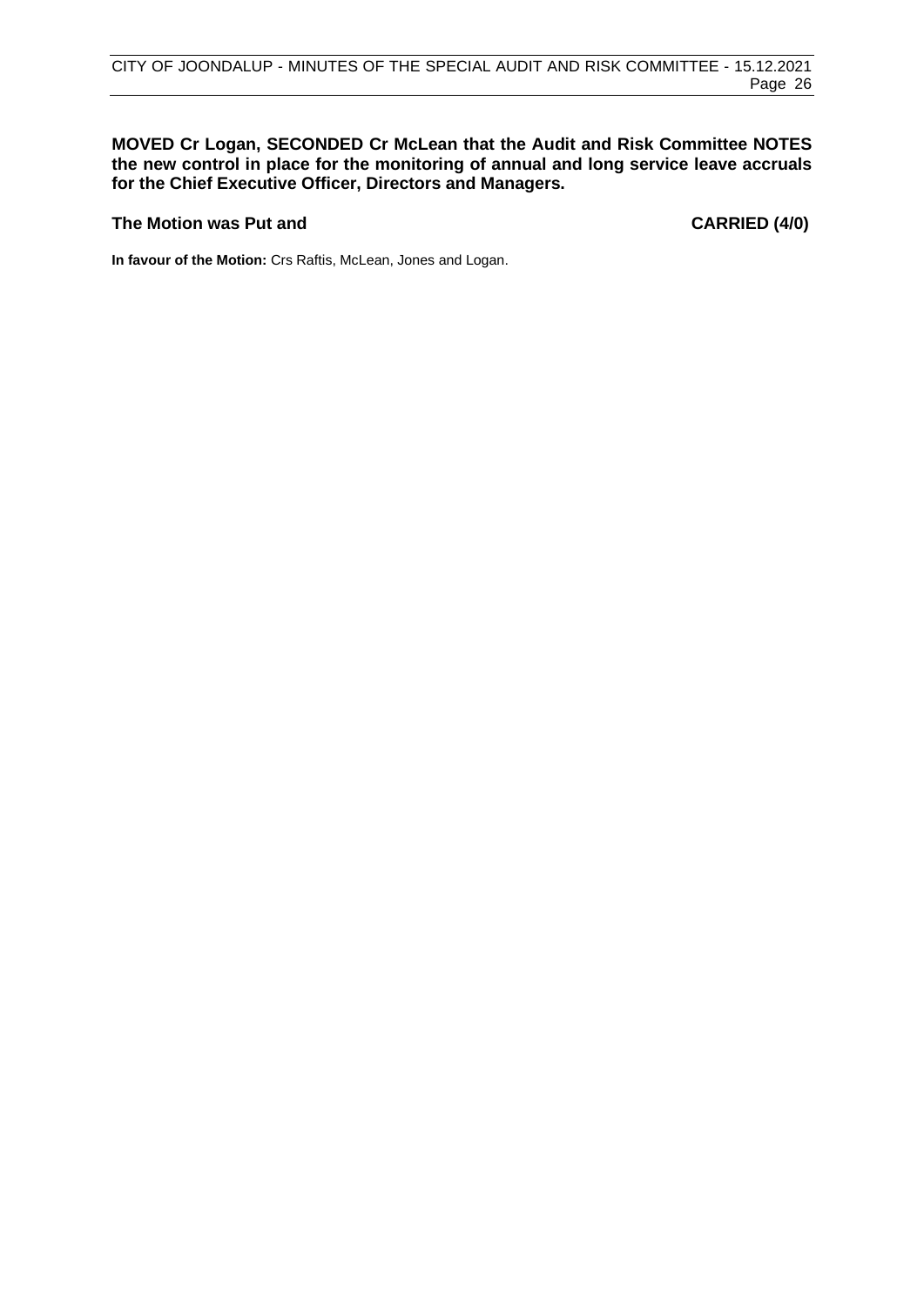**MOVED Cr Logan, SECONDED Cr McLean that the Audit and Risk Committee NOTES the new control in place for the monitoring of annual and long service leave accruals for the Chief Executive Officer, Directors and Managers.**

**The Motion was Put and CARRIED (4/0)**

**In favour of the Motion:** Crs Raftis, McLean, Jones and Logan.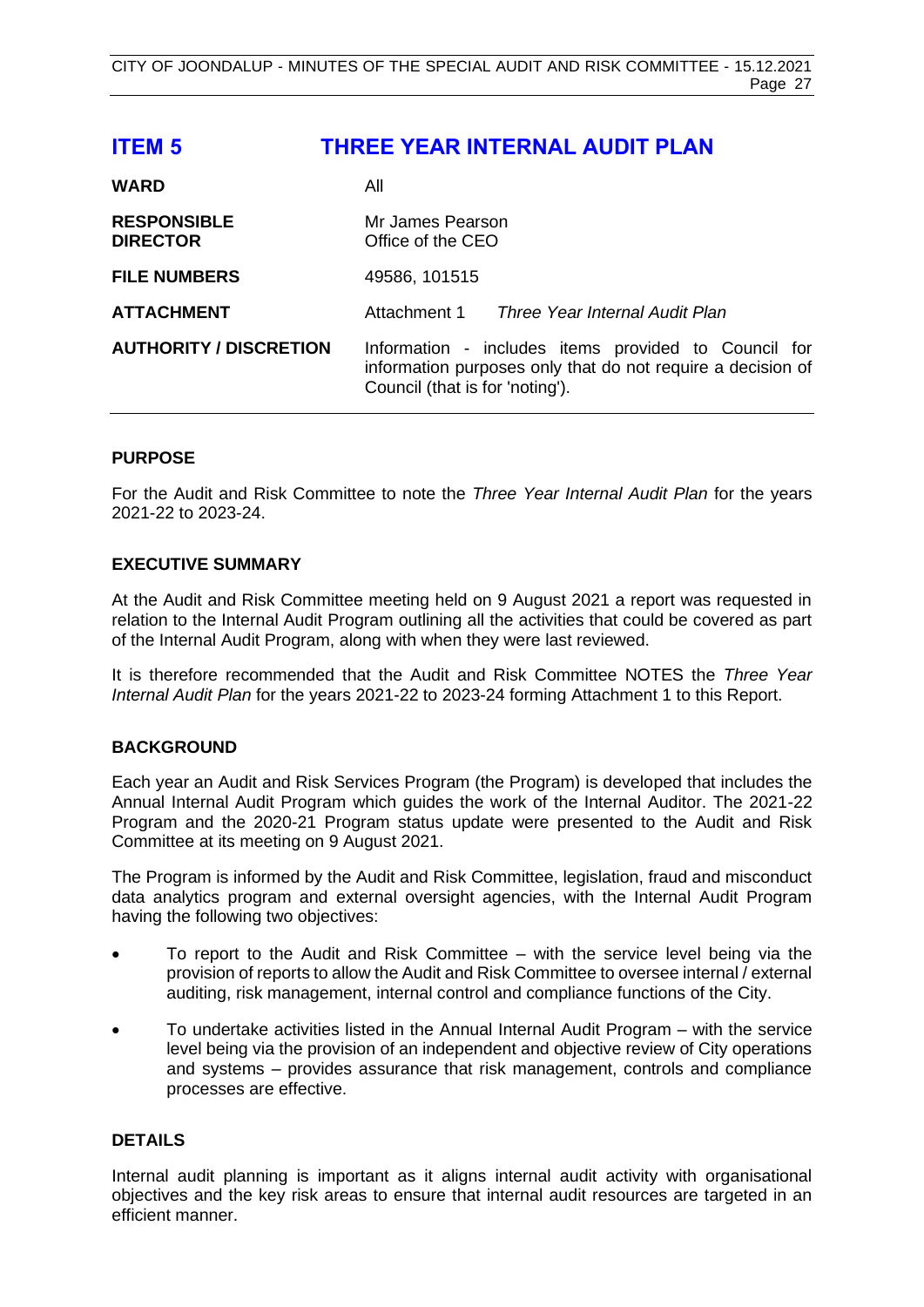# ITEM 5 THREE YEAR INTERNAL AUDIT PLAN

| | |
|---|---|
| **WARD** | All |
| **RESPONSIBLE DIRECTOR** | Mr James Pearson<br>Office of the CEO |
| **FILE NUMBERS** | 49586, 101515 |
| **ATTACHMENT** | Attachment 1 *Three Year Internal Audit Plan* |
| **AUTHORITY / DISCRETION** | Information - includes items provided to Council for information purposes only that do not require a decision of Council (that is for 'noting'). |

## PURPOSE

For the Audit and Risk Committee to note the *Three Year Internal Audit Plan* for the years 2021-22 to 2023-24.

## EXECUTIVE SUMMARY

At the Audit and Risk Committee meeting held on 9 August 2021 a report was requested in relation to the Internal Audit Program outlining all the activities that could be covered as part of the Internal Audit Program, along with when they were last reviewed.

It is therefore recommended that the Audit and Risk Committee NOTES the *Three Year Internal Audit Plan* for the years 2021-22 to 2023-24 forming Attachment 1 to this Report.

## BACKGROUND

Each year an Audit and Risk Services Program (the Program) is developed that includes the Annual Internal Audit Program which guides the work of the Internal Auditor. The 2021-22 Program and the 2020-21 Program status update were presented to the Audit and Risk Committee at its meeting on 9 August 2021.

The Program is informed by the Audit and Risk Committee, legislation, fraud and misconduct data analytics program and external oversight agencies, with the Internal Audit Program having the following two objectives:

- To report to the Audit and Risk Committee – with the service level being via the provision of reports to allow the Audit and Risk Committee to oversee internal / external auditing, risk management, internal control and compliance functions of the City.
- To undertake activities listed in the Annual Internal Audit Program – with the service level being via the provision of an independent and objective review of City operations and systems – provides assurance that risk management, controls and compliance processes are effective.

## DETAILS

Internal audit planning is important as it aligns internal audit activity with organisational objectives and the key risk areas to ensure that internal audit resources are targeted in an efficient manner.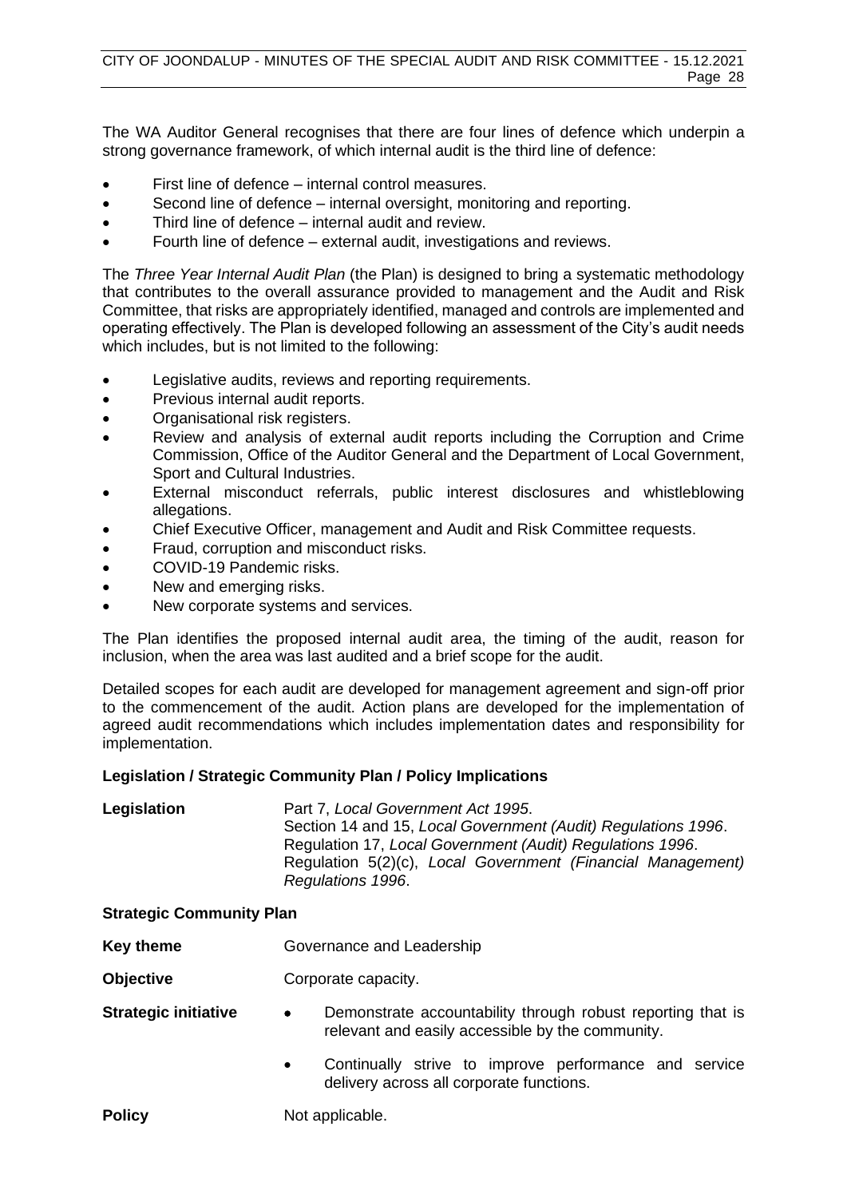The WA Auditor General recognises that there are four lines of defence which underpin a strong governance framework, of which internal audit is the third line of defence:

- First line of defence – internal control measures.
- Second line of defence – internal oversight, monitoring and reporting.
- Third line of defence – internal audit and review.
- Fourth line of defence – external audit, investigations and reviews.

The *Three Year Internal Audit Plan* (the Plan) is designed to bring a systematic methodology that contributes to the overall assurance provided to management and the Audit and Risk Committee, that risks are appropriately identified, managed and controls are implemented and operating effectively. The Plan is developed following an assessment of the City's audit needs which includes, but is not limited to the following:

- Legislative audits, reviews and reporting requirements.
- Previous internal audit reports.
- Organisational risk registers.
- Review and analysis of external audit reports including the Corruption and Crime Commission, Office of the Auditor General and the Department of Local Government, Sport and Cultural Industries.
- External misconduct referrals, public interest disclosures and whistleblowing allegations.
- Chief Executive Officer, management and Audit and Risk Committee requests.
- Fraud, corruption and misconduct risks.
- COVID-19 Pandemic risks.
- New and emerging risks.
- New corporate systems and services.

The Plan identifies the proposed internal audit area, the timing of the audit, reason for inclusion, when the area was last audited and a brief scope for the audit.

Detailed scopes for each audit are developed for management agreement and sign-off prior to the commencement of the audit. Action plans are developed for the implementation of agreed audit recommendations which includes implementation dates and responsibility for implementation.

**Legislation / Strategic Community Plan / Policy Implications**

**Legislation** Part 7, *Local Government Act 1995*.
Section 14 and 15, *Local Government (Audit) Regulations 1996*.
Regulation 17, *Local Government (Audit) Regulations 1996*.
Regulation 5(2)(c), *Local Government (Financial Management) Regulations 1996*.

**Strategic Community Plan**

**Key theme** Governance and Leadership

**Objective** Corporate capacity.

**Strategic initiative**

- Demonstrate accountability through robust reporting that is relevant and easily accessible by the community.
- Continually strive to improve performance and service delivery across all corporate functions.

**Policy** Not applicable.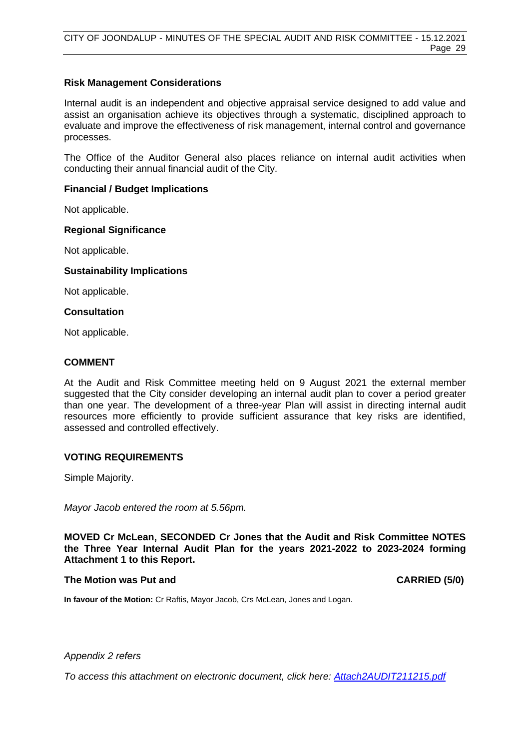**Risk Management Considerations**

Internal audit is an independent and objective appraisal service designed to add value and assist an organisation achieve its objectives through a systematic, disciplined approach to evaluate and improve the effectiveness of risk management, internal control and governance processes.

The Office of the Auditor General also places reliance on internal audit activities when conducting their annual financial audit of the City.

**Financial / Budget Implications**

Not applicable.

**Regional Significance**

Not applicable.

**Sustainability Implications**

Not applicable.

**Consultation**

Not applicable.

## COMMENT

At the Audit and Risk Committee meeting held on 9 August 2021 the external member suggested that the City consider developing an internal audit plan to cover a period greater than one year. The development of a three-year Plan will assist in directing internal audit resources more efficiently to provide sufficient assurance that key risks are identified, assessed and controlled effectively.

## VOTING REQUIREMENTS

Simple Majority.

*Mayor Jacob entered the room at 5.56pm.*

**MOVED Cr McLean, SECONDED Cr Jones that the Audit and Risk Committee NOTES the Three Year Internal Audit Plan for the years 2021-2022 to 2023-2024 forming Attachment 1 to this Report.**

**The Motion was Put and CARRIED (5/0)**

**In favour of the Motion:** Cr Raftis, Mayor Jacob, Crs McLean, Jones and Logan.

*Appendix 2 refers*

*To access this attachment on electronic document, click here: Attach2AUDIT211215.pdf*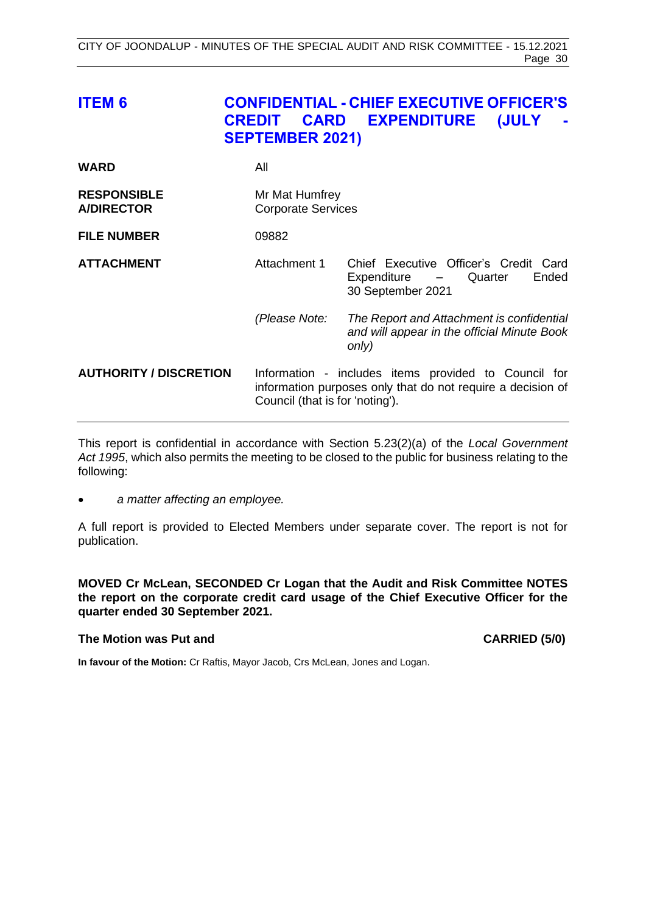## ITEM 6 CONFIDENTIAL - CHIEF EXECUTIVE OFFICER'S CREDIT CARD EXPENDITURE (JULY - SEPTEMBER 2021)

| | | |
|---|---|---|
| **WARD** | All | |
| **RESPONSIBLE A/DIRECTOR** | Mr Mat Humfrey<br>Corporate Services | |
| **FILE NUMBER** | 09882 | |
| **ATTACHMENT** | Attachment 1 | Chief Executive Officer's Credit Card Expenditure – Quarter Ended 30 September 2021 |
| | *(Please Note:* | *The Report and Attachment is confidential and will appear in the official Minute Book only)* |
| **AUTHORITY / DISCRETION** | Information - includes items provided to Council for information purposes only that do not require a decision of Council (that is for 'noting'). | |

This report is confidential in accordance with Section 5.23(2)(a) of the *Local Government Act 1995*, which also permits the meeting to be closed to the public for business relating to the following:

- *a matter affecting an employee.*

A full report is provided to Elected Members under separate cover. The report is not for publication.

**MOVED Cr McLean, SECONDED Cr Logan that the Audit and Risk Committee NOTES the report on the corporate credit card usage of the Chief Executive Officer for the quarter ended 30 September 2021.**

**The Motion was Put and CARRIED (5/0)**

**In favour of the Motion:** Cr Raftis, Mayor Jacob, Crs McLean, Jones and Logan.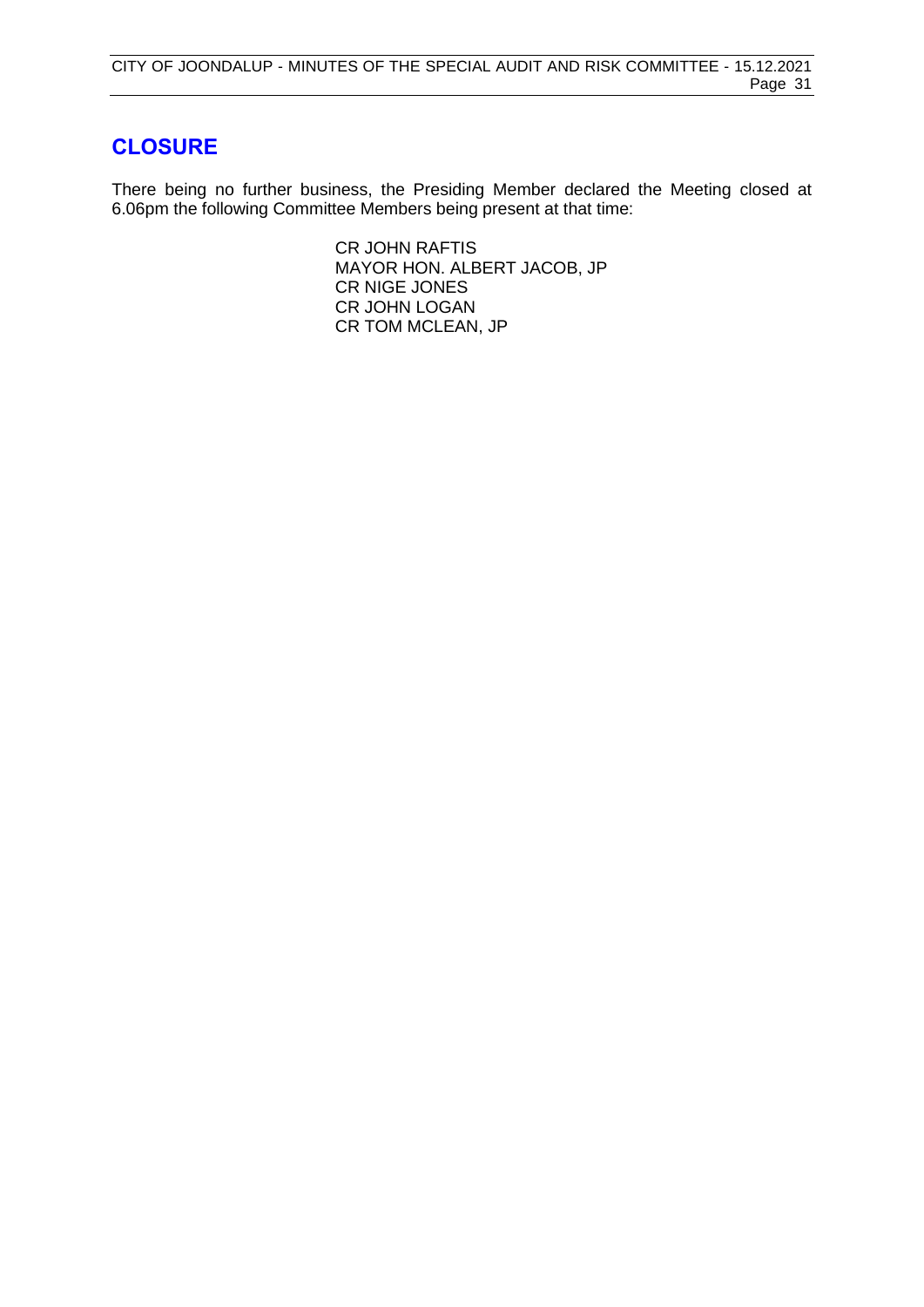# CLOSURE

There being no further business, the Presiding Member declared the Meeting closed at 6.06pm the following Committee Members being present at that time:

CR JOHN RAFTIS
MAYOR HON. ALBERT JACOB, JP
CR NIGE JONES
CR JOHN LOGAN
CR TOM MCLEAN, JP